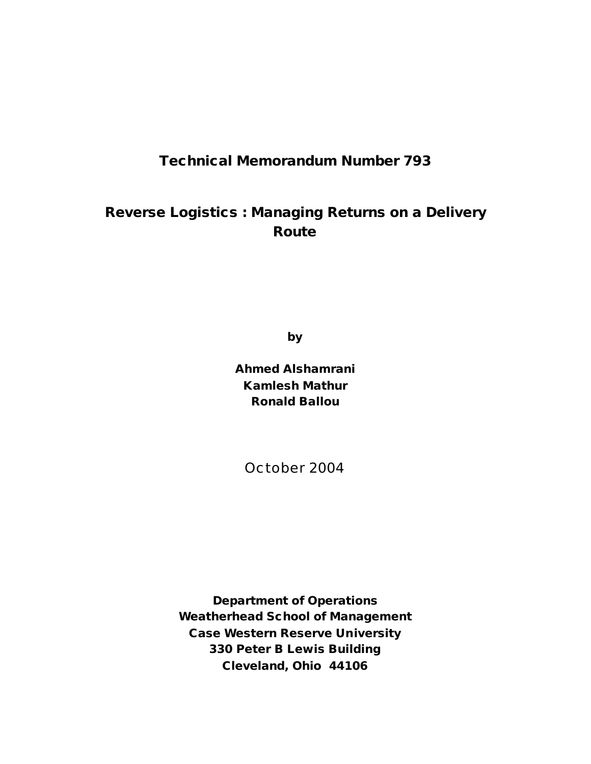**Technical Memorandum Number 793**

# Reverse Logistics : Managing Returns on a Delivery Route

**by**

**Ahmed Alshamrani**
**Kamlesh Mathur**
**Ronald Ballou**

October 2004

**Department of Operations**
**Weatherhead School of Management**
**Case Western Reserve University**
**330 Peter B Lewis Building**
**Cleveland, Ohio 44106**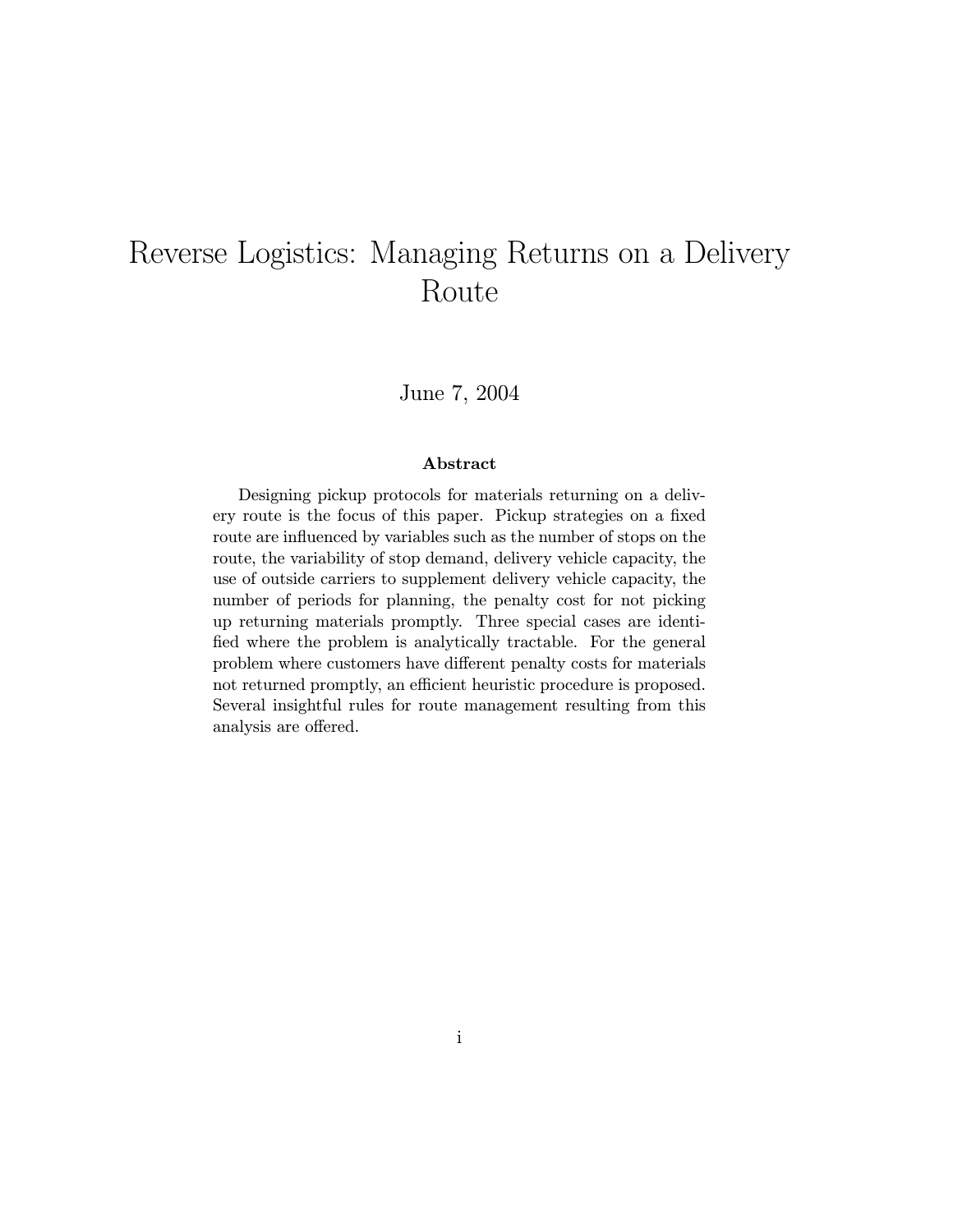# Reverse Logistics: Managing Returns on a Delivery Route

June 7, 2004

### Abstract

Designing pickup protocols for materials returning on a delivery route is the focus of this paper. Pickup strategies on a fixed route are influenced by variables such as the number of stops on the route, the variability of stop demand, delivery vehicle capacity, the use of outside carriers to supplement delivery vehicle capacity, the number of periods for planning, the penalty cost for not picking up returning materials promptly. Three special cases are identified where the problem is analytically tractable. For the general problem where customers have different penalty costs for materials not returned promptly, an efficient heuristic procedure is proposed. Several insightful rules for route management resulting from this analysis are offered.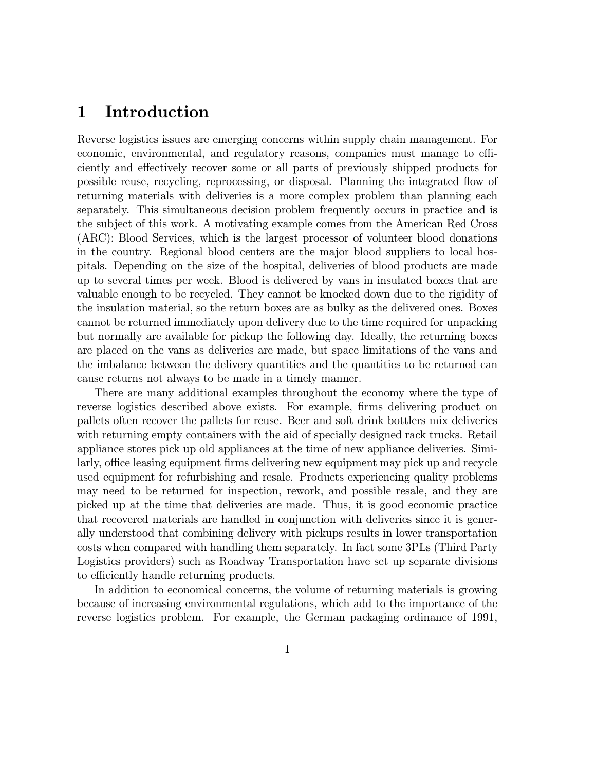# 1 Introduction

Reverse logistics issues are emerging concerns within supply chain management. For economic, environmental, and regulatory reasons, companies must manage to efficiently and effectively recover some or all parts of previously shipped products for possible reuse, recycling, reprocessing, or disposal. Planning the integrated flow of returning materials with deliveries is a more complex problem than planning each separately. This simultaneous decision problem frequently occurs in practice and is the subject of this work. A motivating example comes from the American Red Cross (ARC): Blood Services, which is the largest processor of volunteer blood donations in the country. Regional blood centers are the major blood suppliers to local hospitals. Depending on the size of the hospital, deliveries of blood products are made up to several times per week. Blood is delivered by vans in insulated boxes that are valuable enough to be recycled. They cannot be knocked down due to the rigidity of the insulation material, so the return boxes are as bulky as the delivered ones. Boxes cannot be returned immediately upon delivery due to the time required for unpacking but normally are available for pickup the following day. Ideally, the returning boxes are placed on the vans as deliveries are made, but space limitations of the vans and the imbalance between the delivery quantities and the quantities to be returned can cause returns not always to be made in a timely manner.

There are many additional examples throughout the economy where the type of reverse logistics described above exists. For example, firms delivering product on pallets often recover the pallets for reuse. Beer and soft drink bottlers mix deliveries with returning empty containers with the aid of specially designed rack trucks. Retail appliance stores pick up old appliances at the time of new appliance deliveries. Similarly, office leasing equipment firms delivering new equipment may pick up and recycle used equipment for refurbishing and resale. Products experiencing quality problems may need to be returned for inspection, rework, and possible resale, and they are picked up at the time that deliveries are made. Thus, it is good economic practice that recovered materials are handled in conjunction with deliveries since it is generally understood that combining delivery with pickups results in lower transportation costs when compared with handling them separately. In fact some 3PLs (Third Party Logistics providers) such as Roadway Transportation have set up separate divisions to efficiently handle returning products.

In addition to economical concerns, the volume of returning materials is growing because of increasing environmental regulations, which add to the importance of the reverse logistics problem. For example, the German packaging ordinance of 1991,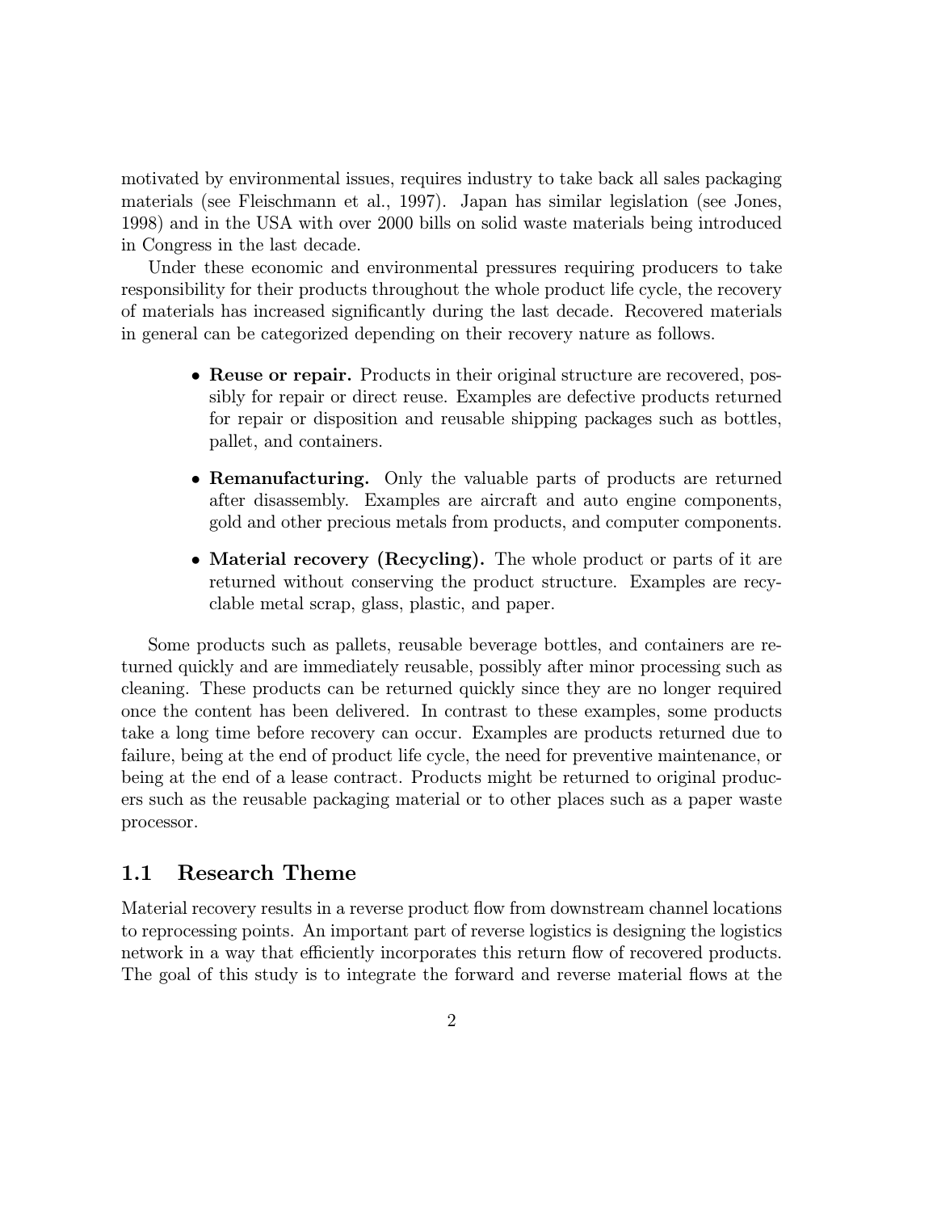motivated by environmental issues, requires industry to take back all sales packaging materials (see Fleischmann et al., 1997). Japan has similar legislation (see Jones, 1998) and in the USA with over 2000 bills on solid waste materials being introduced in Congress in the last decade.

Under these economic and environmental pressures requiring producers to take responsibility for their products throughout the whole product life cycle, the recovery of materials has increased significantly during the last decade. Recovered materials in general can be categorized depending on their recovery nature as follows.

- **Reuse or repair.** Products in their original structure are recovered, possibly for repair or direct reuse. Examples are defective products returned for repair or disposition and reusable shipping packages such as bottles, pallet, and containers.
- **Remanufacturing.** Only the valuable parts of products are returned after disassembly. Examples are aircraft and auto engine components, gold and other precious metals from products, and computer components.
- **Material recovery (Recycling).** The whole product or parts of it are returned without conserving the product structure. Examples are recyclable metal scrap, glass, plastic, and paper.

Some products such as pallets, reusable beverage bottles, and containers are returned quickly and are immediately reusable, possibly after minor processing such as cleaning. These products can be returned quickly since they are no longer required once the content has been delivered. In contrast to these examples, some products take a long time before recovery can occur. Examples are products returned due to failure, being at the end of product life cycle, the need for preventive maintenance, or being at the end of a lease contract. Products might be returned to original producers such as the reusable packaging material or to other places such as a paper waste processor.

## 1.1 Research Theme

Material recovery results in a reverse product flow from downstream channel locations to reprocessing points. An important part of reverse logistics is designing the logistics network in a way that efficiently incorporates this return flow of recovered products. The goal of this study is to integrate the forward and reverse material flows at the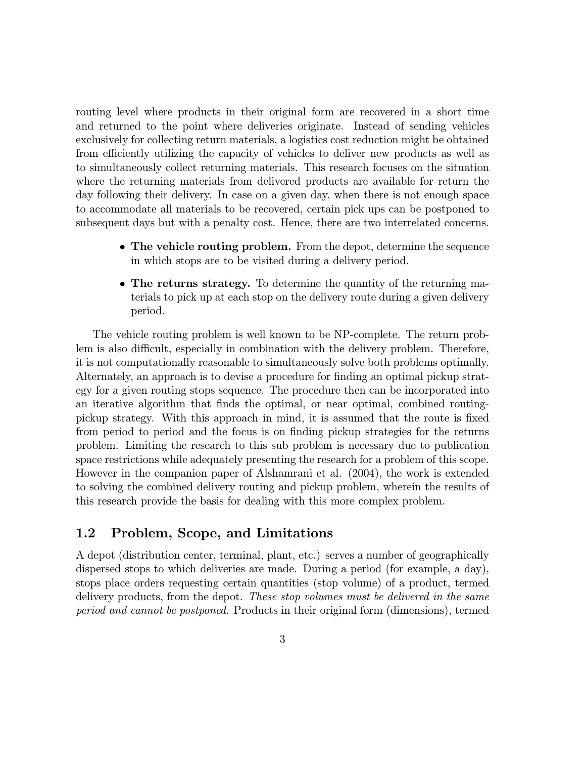routing level where products in their original form are recovered in a short time and returned to the point where deliveries originate. Instead of sending vehicles exclusively for collecting return materials, a logistics cost reduction might be obtained from efficiently utilizing the capacity of vehicles to deliver new products as well as to simultaneously collect returning materials. This research focuses on the situation where the returning materials from delivered products are available for return the day following their delivery. In case on a given day, when there is not enough space to accommodate all materials to be recovered, certain pick ups can be postponed to subsequent days but with a penalty cost. Hence, there are two interrelated concerns.

- **The vehicle routing problem.** From the depot, determine the sequence in which stops are to be visited during a delivery period.
- **The returns strategy.** To determine the quantity of the returning materials to pick up at each stop on the delivery route during a given delivery period.

The vehicle routing problem is well known to be NP-complete. The return problem is also difficult, especially in combination with the delivery problem. Therefore, it is not computationally reasonable to simultaneously solve both problems optimally. Alternately, an approach is to devise a procedure for finding an optimal pickup strategy for a given routing stops sequence. The procedure then can be incorporated into an iterative algorithm that finds the optimal, or near optimal, combined routing-pickup strategy. With this approach in mind, it is assumed that the route is fixed from period to period and the focus is on finding pickup strategies for the returns problem. Limiting the research to this sub problem is necessary due to publication space restrictions while adequately presenting the research for a problem of this scope. However in the companion paper of Alshamrani et al. (2004), the work is extended to solving the combined delivery routing and pickup problem, wherein the results of this research provide the basis for dealing with this more complex problem.

## 1.2 Problem, Scope, and Limitations

A depot (distribution center, terminal, plant, etc.) serves a number of geographically dispersed stops to which deliveries are made. During a period (for example, a day), stops place orders requesting certain quantities (stop volume) of a product, termed delivery products, from the depot. *These stop volumes must be delivered in the same period and cannot be postponed.* Products in their original form (dimensions), termed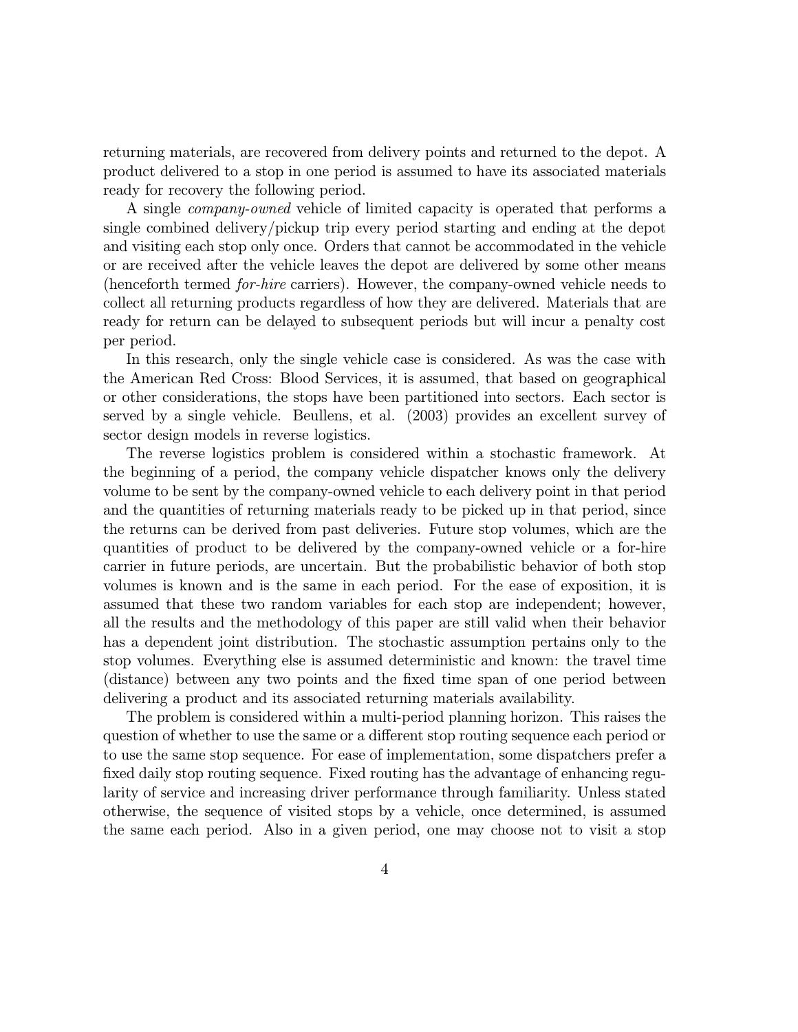returning materials, are recovered from delivery points and returned to the depot. A product delivered to a stop in one period is assumed to have its associated materials ready for recovery the following period.

A single *company-owned* vehicle of limited capacity is operated that performs a single combined delivery/pickup trip every period starting and ending at the depot and visiting each stop only once. Orders that cannot be accommodated in the vehicle or are received after the vehicle leaves the depot are delivered by some other means (henceforth termed *for-hire* carriers). However, the company-owned vehicle needs to collect all returning products regardless of how they are delivered. Materials that are ready for return can be delayed to subsequent periods but will incur a penalty cost per period.

In this research, only the single vehicle case is considered. As was the case with the American Red Cross: Blood Services, it is assumed, that based on geographical or other considerations, the stops have been partitioned into sectors. Each sector is served by a single vehicle. Beullens, et al. (2003) provides an excellent survey of sector design models in reverse logistics.

The reverse logistics problem is considered within a stochastic framework. At the beginning of a period, the company vehicle dispatcher knows only the delivery volume to be sent by the company-owned vehicle to each delivery point in that period and the quantities of returning materials ready to be picked up in that period, since the returns can be derived from past deliveries. Future stop volumes, which are the quantities of product to be delivered by the company-owned vehicle or a for-hire carrier in future periods, are uncertain. But the probabilistic behavior of both stop volumes is known and is the same in each period. For the ease of exposition, it is assumed that these two random variables for each stop are independent; however, all the results and the methodology of this paper are still valid when their behavior has a dependent joint distribution. The stochastic assumption pertains only to the stop volumes. Everything else is assumed deterministic and known: the travel time (distance) between any two points and the fixed time span of one period between delivering a product and its associated returning materials availability.

The problem is considered within a multi-period planning horizon. This raises the question of whether to use the same or a different stop routing sequence each period or to use the same stop sequence. For ease of implementation, some dispatchers prefer a fixed daily stop routing sequence. Fixed routing has the advantage of enhancing regularity of service and increasing driver performance through familiarity. Unless stated otherwise, the sequence of visited stops by a vehicle, once determined, is assumed the same each period. Also in a given period, one may choose not to visit a stop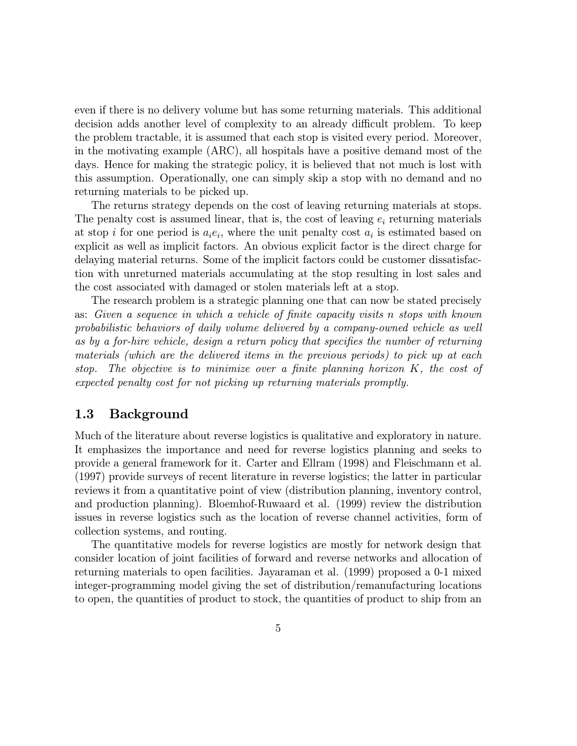even if there is no delivery volume but has some returning materials. This additional decision adds another level of complexity to an already difficult problem. To keep the problem tractable, it is assumed that each stop is visited every period. Moreover, in the motivating example (ARC), all hospitals have a positive demand most of the days. Hence for making the strategic policy, it is believed that not much is lost with this assumption. Operationally, one can simply skip a stop with no demand and no returning materials to be picked up.

The returns strategy depends on the cost of leaving returning materials at stops. The penalty cost is assumed linear, that is, the cost of leaving $e_i$ returning materials at stop $i$ for one period is $a_i e_i$, where the unit penalty cost $a_i$ is estimated based on explicit as well as implicit factors. An obvious explicit factor is the direct charge for delaying material returns. Some of the implicit factors could be customer dissatisfaction with unreturned materials accumulating at the stop resulting in lost sales and the cost associated with damaged or stolen materials left at a stop.

The research problem is a strategic planning one that can now be stated precisely as: *Given a sequence in which a vehicle of finite capacity visits $n$ stops with known probabilistic behaviors of daily volume delivered by a company-owned vehicle as well as by a for-hire vehicle, design a return policy that specifies the number of returning materials (which are the delivered items in the previous periods) to pick up at each stop. The objective is to minimize over a finite planning horizon $K$, the cost of expected penalty cost for not picking up returning materials promptly.*

## 1.3 Background

Much of the literature about reverse logistics is qualitative and exploratory in nature. It emphasizes the importance and need for reverse logistics planning and seeks to provide a general framework for it. Carter and Ellram (1998) and Fleischmann et al. (1997) provide surveys of recent literature in reverse logistics; the latter in particular reviews it from a quantitative point of view (distribution planning, inventory control, and production planning). Bloemhof-Ruwaard et al. (1999) review the distribution issues in reverse logistics such as the location of reverse channel activities, form of collection systems, and routing.

The quantitative models for reverse logistics are mostly for network design that consider location of joint facilities of forward and reverse networks and allocation of returning materials to open facilities. Jayaraman et al. (1999) proposed a 0-1 mixed integer-programming model giving the set of distribution/remanufacturing locations to open, the quantities of product to stock, the quantities of product to ship from an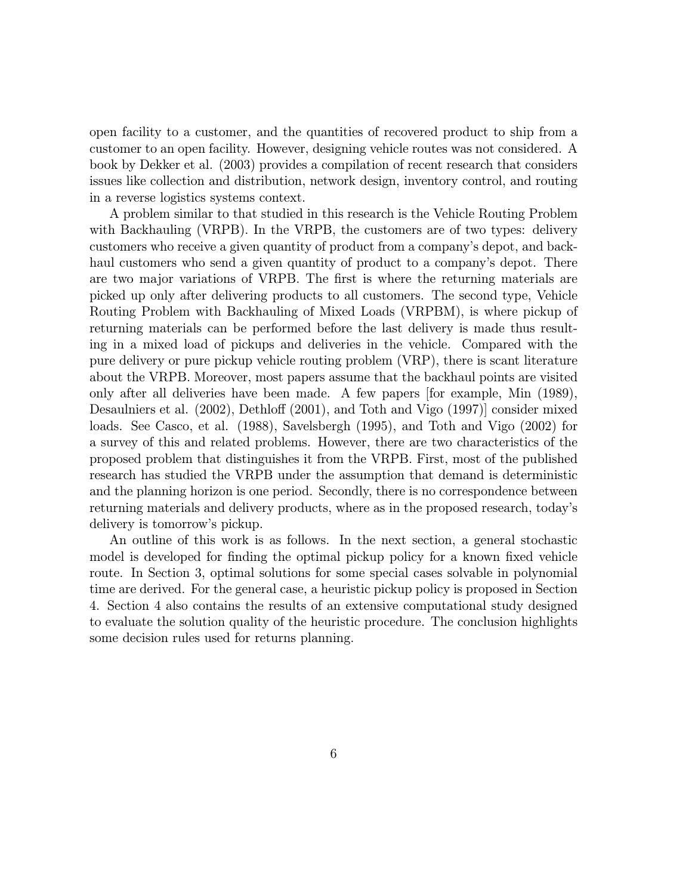open facility to a customer, and the quantities of recovered product to ship from a customer to an open facility. However, designing vehicle routes was not considered. A book by Dekker et al. (2003) provides a compilation of recent research that considers issues like collection and distribution, network design, inventory control, and routing in a reverse logistics systems context.

A problem similar to that studied in this research is the Vehicle Routing Problem with Backhauling (VRPB). In the VRPB, the customers are of two types: delivery customers who receive a given quantity of product from a company's depot, and backhaul customers who send a given quantity of product to a company's depot. There are two major variations of VRPB. The first is where the returning materials are picked up only after delivering products to all customers. The second type, Vehicle Routing Problem with Backhauling of Mixed Loads (VRPBM), is where pickup of returning materials can be performed before the last delivery is made thus resulting in a mixed load of pickups and deliveries in the vehicle. Compared with the pure delivery or pure pickup vehicle routing problem (VRP), there is scant literature about the VRPB. Moreover, most papers assume that the backhaul points are visited only after all deliveries have been made. A few papers [for example, Min (1989), Desaulniers et al. (2002), Dethloff (2001), and Toth and Vigo (1997)] consider mixed loads. See Casco, et al. (1988), Savelsbergh (1995), and Toth and Vigo (2002) for a survey of this and related problems. However, there are two characteristics of the proposed problem that distinguishes it from the VRPB. First, most of the published research has studied the VRPB under the assumption that demand is deterministic and the planning horizon is one period. Secondly, there is no correspondence between returning materials and delivery products, where as in the proposed research, today's delivery is tomorrow's pickup.

An outline of this work is as follows. In the next section, a general stochastic model is developed for finding the optimal pickup policy for a known fixed vehicle route. In Section 3, optimal solutions for some special cases solvable in polynomial time are derived. For the general case, a heuristic pickup policy is proposed in Section 4. Section 4 also contains the results of an extensive computational study designed to evaluate the solution quality of the heuristic procedure. The conclusion highlights some decision rules used for returns planning.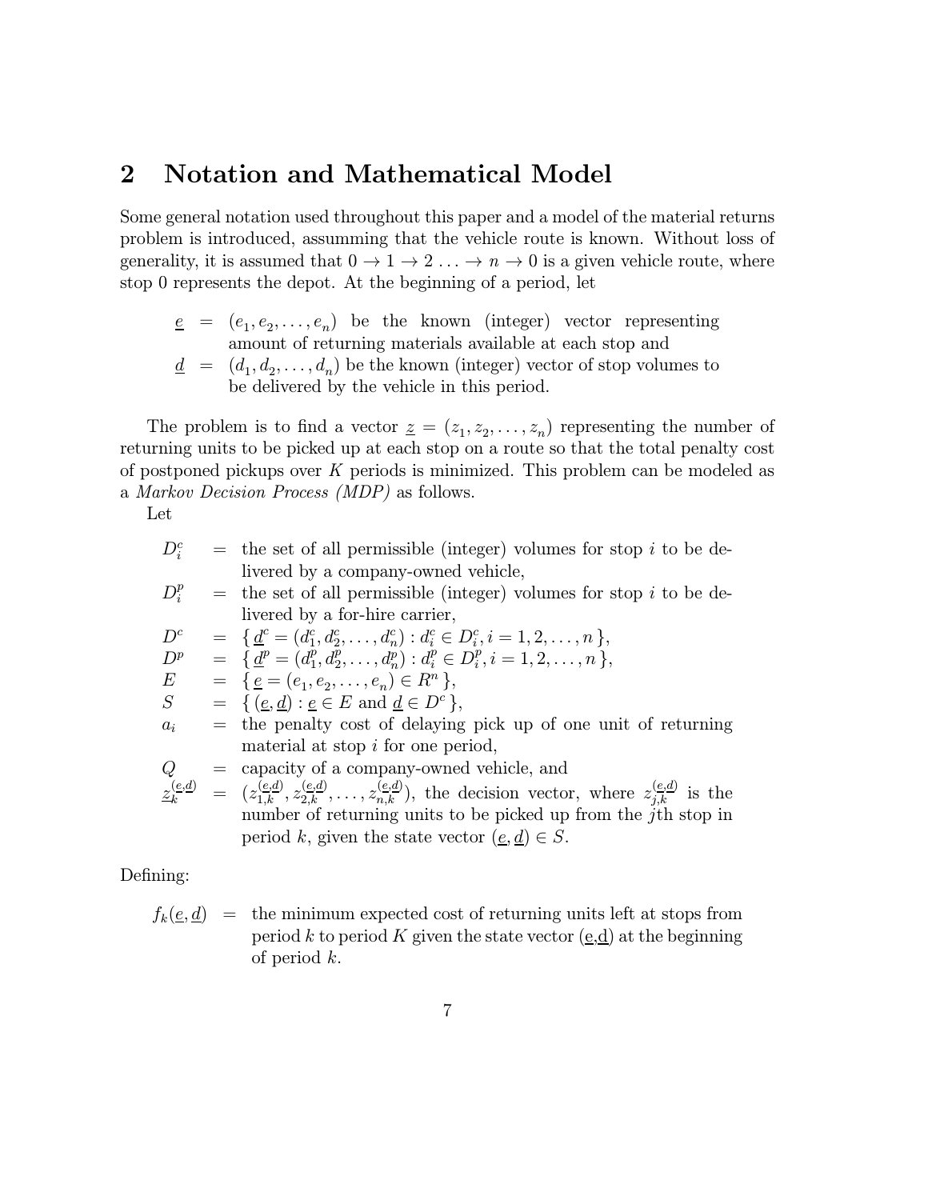## 2 Notation and Mathematical Model

Some general notation used throughout this paper and a model of the material returns problem is introduced, assumming that the vehicle route is known. Without loss of generality, it is assumed that $0 \rightarrow 1 \rightarrow 2 \ldots \rightarrow n \rightarrow 0$ is a given vehicle route, where stop 0 represents the depot. At the beginning of a period, let

$\underline{e} = (e_1, e_2, \ldots, e_n)$ be the known (integer) vector representing amount of returning materials available at each stop and

$\underline{d} = (d_1, d_2, \ldots, d_n)$ be the known (integer) vector of stop volumes to be delivered by the vehicle in this period.

The problem is to find a vector $\underline{z} = (z_1, z_2, \ldots, z_n)$ representing the number of returning units to be picked up at each stop on a route so that the total penalty cost of postponed pickups over $K$ periods is minimized. This problem can be modeled as a *Markov Decision Process (MDP)* as follows.

Let

$D_i^c$ = the set of all permissible (integer) volumes for stop $i$ to be delivered by a company-owned vehicle,

$D_i^p$ = the set of all permissible (integer) volumes for stop $i$ to be delivered by a for-hire carrier,

$D^c = \{\, \underline{d}^c = (d_1^c, d_2^c, \ldots, d_n^c) : d_i^c \in D_i^c, i = 1, 2, \ldots, n \,\}$,

$D^p = \{\, \underline{d}^p = (d_1^p, d_2^p, \ldots, d_n^p) : d_i^p \in D_i^p, i = 1, 2, \ldots, n \,\}$,

$E = \{\, \underline{e} = (e_1, e_2, \ldots, e_n) \in R^n \,\}$,

$S = \{\, (\underline{e}, \underline{d}) : \underline{e} \in E \text{ and } \underline{d} \in D^c \,\}$,

$a_i$ = the penalty cost of delaying pick up of one unit of returning material at stop $i$ for one period,

$Q$ = capacity of a company-owned vehicle, and

$\underline{z}_k^{(\underline{e},\underline{d})} = (z_{1,k}^{(\underline{e},\underline{d})}, z_{2,k}^{(\underline{e},\underline{d})}, \ldots, z_{n,k}^{(\underline{e},\underline{d})})$, the decision vector, where $z_{j,k}^{(\underline{e},\underline{d})}$ is the number of returning units to be picked up from the $j$th stop in period $k$, given the state vector $(\underline{e}, \underline{d}) \in S$.

Defining:

$f_k(\underline{e}, \underline{d})$ = the minimum expected cost of returning units left at stops from period $k$ to period $K$ given the state vector $(\underline{e}, \underline{d})$ at the beginning of period $k$.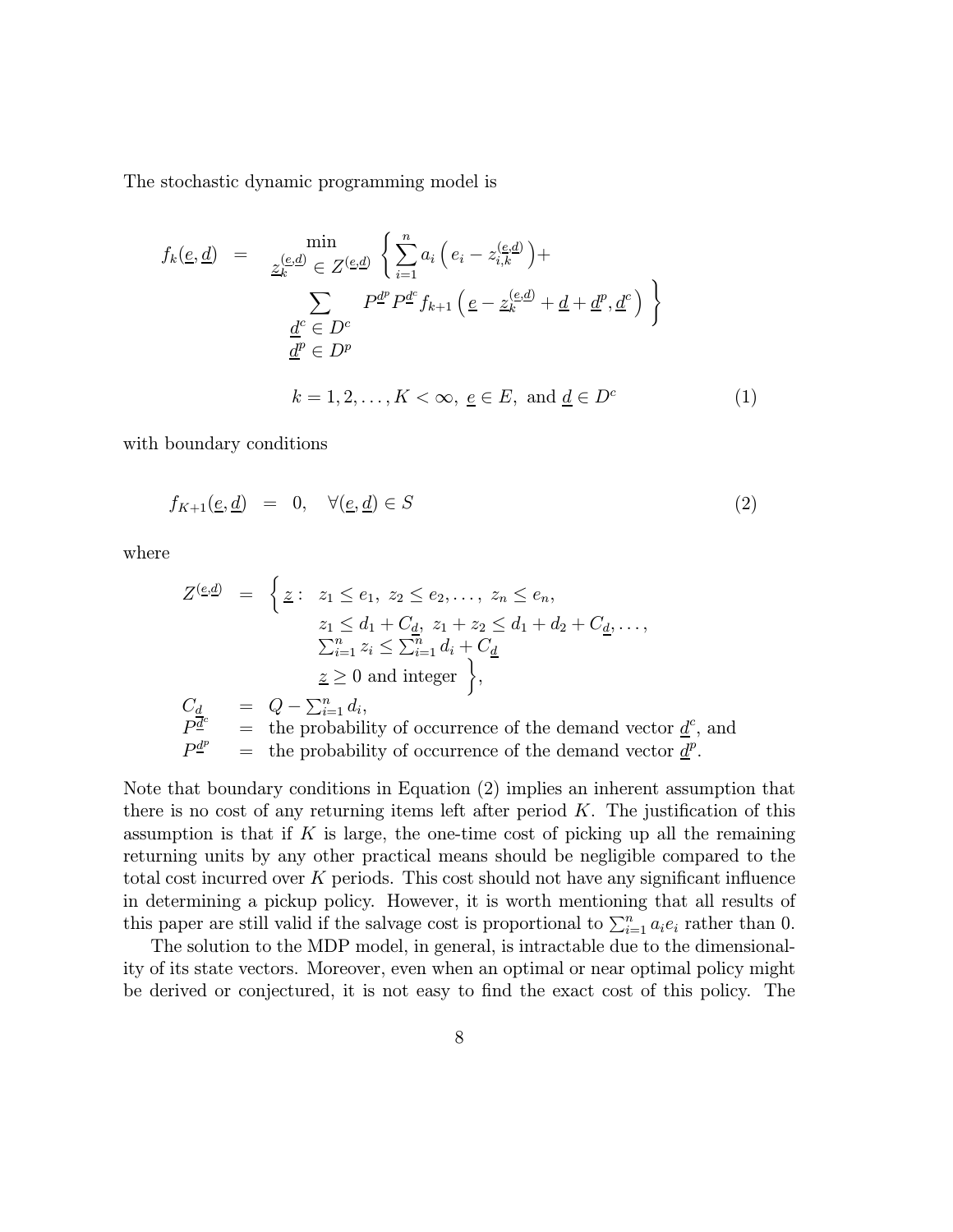The stochastic dynamic programming model is

$$
\begin{aligned}
f_k(\underline{e}, \underline{d}) \;=\; & \min_{\underline{z}_k^{(\underline{e},\underline{d})} \in Z^{(\underline{e},\underline{d})}} \Bigg\{ \sum_{i=1}^{n} a_i \left( e_i - z_{i,k}^{(\underline{e},\underline{d})} \right) + \\
& \sum_{\substack{\underline{d}^c \in D^c \\ \underline{d}^p \in D^p}} P^{\underline{d}^p} P^{\underline{d}^c} f_{k+1} \left( \underline{e} - \underline{z}_k^{(\underline{e},\underline{d})} + \underline{d} + \underline{d}^p, \underline{d}^c \right) \Bigg\} \\
& k = 1, 2, \ldots, K < \infty, \; \underline{e} \in E, \text{ and } \underline{d} \in D^c
\end{aligned}
\tag{1}
$$

with boundary conditions

$$
f_{K+1}(\underline{e}, \underline{d}) \;=\; 0, \quad \forall (\underline{e}, \underline{d}) \in S \tag{2}
$$

where

$$
\begin{aligned}
Z^{(\underline{e},\underline{d})} \;=\; & \Big\{ \underline{z} : \; z_1 \le e_1, \; z_2 \le e_2, \ldots, \; z_n \le e_n, \\
& \quad z_1 \le d_1 + C_{\underline{d}}, \; z_1 + z_2 \le d_1 + d_2 + C_{\underline{d}}, \ldots, \\
& \quad \textstyle\sum_{i=1}^{n} z_i \le \sum_{i=1}^{n} d_i + C_{\underline{d}} \\
& \quad \underline{z} \ge 0 \text{ and integer } \Big\}, \\
C_{\underline{d}} \;=\; & Q - \textstyle\sum_{i=1}^{n} d_i, \\
P^{\underline{d}^c} \;=\; & \text{the probability of occurrence of the demand vector } \underline{d}^c, \text{ and} \\
P^{\underline{d}^p} \;=\; & \text{the probability of occurrence of the demand vector } \underline{d}^p.
\end{aligned}
$$

Note that boundary conditions in Equation (2) implies an inherent assumption that there is no cost of any returning items left after period $K$. The justification of this assumption is that if $K$ is large, the one-time cost of picking up all the remaining returning units by any other practical means should be negligible compared to the total cost incurred over $K$ periods. This cost should not have any significant influence in determining a pickup policy. However, it is worth mentioning that all results of this paper are still valid if the salvage cost is proportional to $\sum_{i=1}^{n} a_i e_i$ rather than 0.

The solution to the MDP model, in general, is intractable due to the dimensionality of its state vectors. Moreover, even when an optimal or near optimal policy might be derived or conjectured, it is not easy to find the exact cost of this policy. The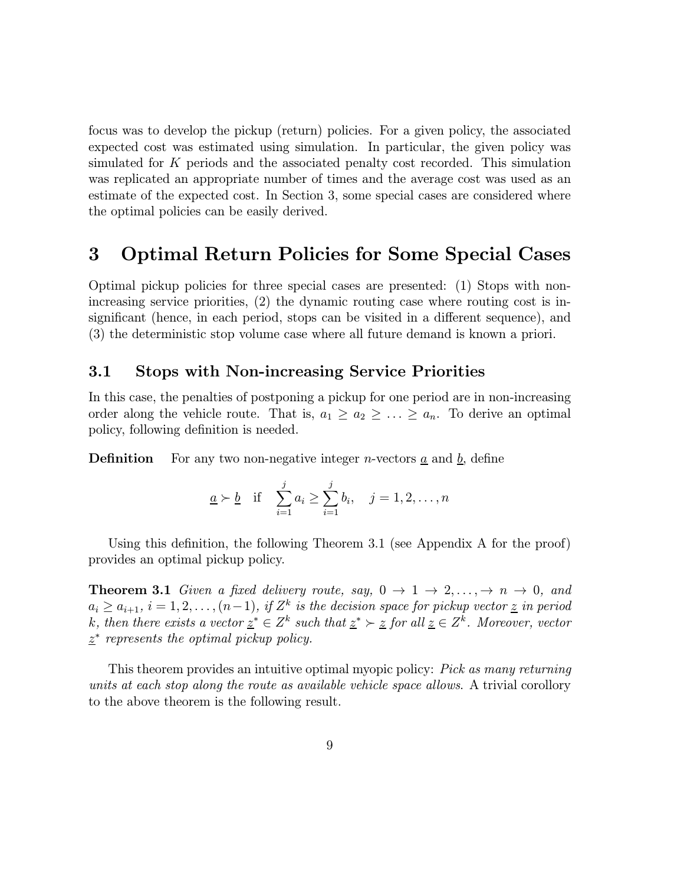focus was to develop the pickup (return) policies. For a given policy, the associated expected cost was estimated using simulation. In particular, the given policy was simulated for $K$ periods and the associated penalty cost recorded. This simulation was replicated an appropriate number of times and the average cost was used as an estimate of the expected cost. In Section 3, some special cases are considered where the optimal policies can be easily derived.

# 3 Optimal Return Policies for Some Special Cases

Optimal pickup policies for three special cases are presented: (1) Stops with non-increasing service priorities, (2) the dynamic routing case where routing cost is insignificant (hence, in each period, stops can be visited in a different sequence), and (3) the deterministic stop volume case where all future demand is known a priori.

## 3.1 Stops with Non-increasing Service Priorities

In this case, the penalties of postponing a pickup for one period are in non-increasing order along the vehicle route. That is, $a_1 \geq a_2 \geq \ldots \geq a_n$. To derive an optimal policy, following definition is needed.

**Definition** For any two non-negative integer $n$-vectors $\underline{a}$ and $\underline{b}$, define

$$\underline{a} \succ \underline{b} \quad \text{if} \quad \sum_{i=1}^{j} a_i \geq \sum_{i=1}^{j} b_i, \quad j = 1, 2, \ldots, n$$

Using this definition, the following Theorem 3.1 (see Appendix A for the proof) provides an optimal pickup policy.

**Theorem 3.1** *Given a fixed delivery route, say,* $0 \to 1 \to 2, \ldots, \to n \to 0$, *and* $a_i \geq a_{i+1}$, $i = 1, 2, \ldots, (n-1)$, *if* $Z^k$ *is the decision space for pickup vector* $\underline{z}$ *in period* $k$, *then there exists a vector* $\underline{z}^* \in Z^k$ *such that* $\underline{z}^* \succ \underline{z}$ *for all* $\underline{z} \in Z^k$. *Moreover, vector* $\underline{z}^*$ *represents the optimal pickup policy.*

This theorem provides an intuitive optimal myopic policy: *Pick as many returning units at each stop along the route as available vehicle space allows*. A trivial corollory to the above theorem is the following result.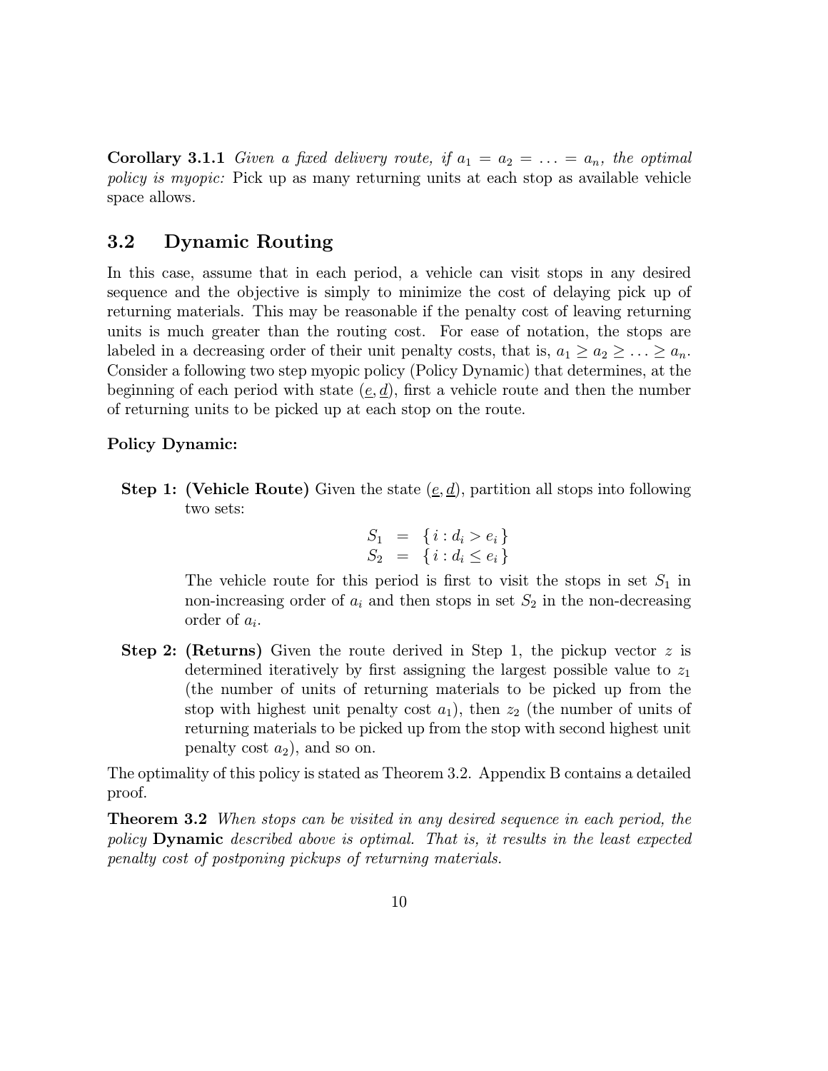**Corollary 3.1.1** *Given a fixed delivery route, if $a_1 = a_2 = \ldots = a_n$, the optimal policy is myopic:* Pick up as many returning units at each stop as available vehicle space allows.

## 3.2 Dynamic Routing

In this case, assume that in each period, a vehicle can visit stops in any desired sequence and the objective is simply to minimize the cost of delaying pick up of returning materials. This may be reasonable if the penalty cost of leaving returning units is much greater than the routing cost. For ease of notation, the stops are labeled in a decreasing order of their unit penalty costs, that is, $a_1 \geq a_2 \geq \ldots \geq a_n$. Consider a following two step myopic policy (Policy Dynamic) that determines, at the beginning of each period with state $(\underline{e}, \underline{d})$, first a vehicle route and then the number of returning units to be picked up at each stop on the route.

**Policy Dynamic:**

**Step 1: (Vehicle Route)** Given the state $(\underline{e}, \underline{d})$, partition all stops into following two sets:

$$\begin{aligned} S_1 &= \{\, i : d_i > e_i \,\} \\ S_2 &= \{\, i : d_i \leq e_i \,\} \end{aligned}$$

The vehicle route for this period is first to visit the stops in set $S_1$ in non-increasing order of $a_i$ and then stops in set $S_2$ in the non-decreasing order of $a_i$.

**Step 2: (Returns)** Given the route derived in Step 1, the pickup vector $z$ is determined iteratively by first assigning the largest possible value to $z_1$ (the number of units of returning materials to be picked up from the stop with highest unit penalty cost $a_1$), then $z_2$ (the number of units of returning materials to be picked up from the stop with second highest unit penalty cost $a_2$), and so on.

The optimality of this policy is stated as Theorem 3.2. Appendix B contains a detailed proof.

**Theorem 3.2** *When stops can be visited in any desired sequence in each period, the policy* **Dynamic** *described above is optimal. That is, it results in the least expected penalty cost of postponing pickups of returning materials.*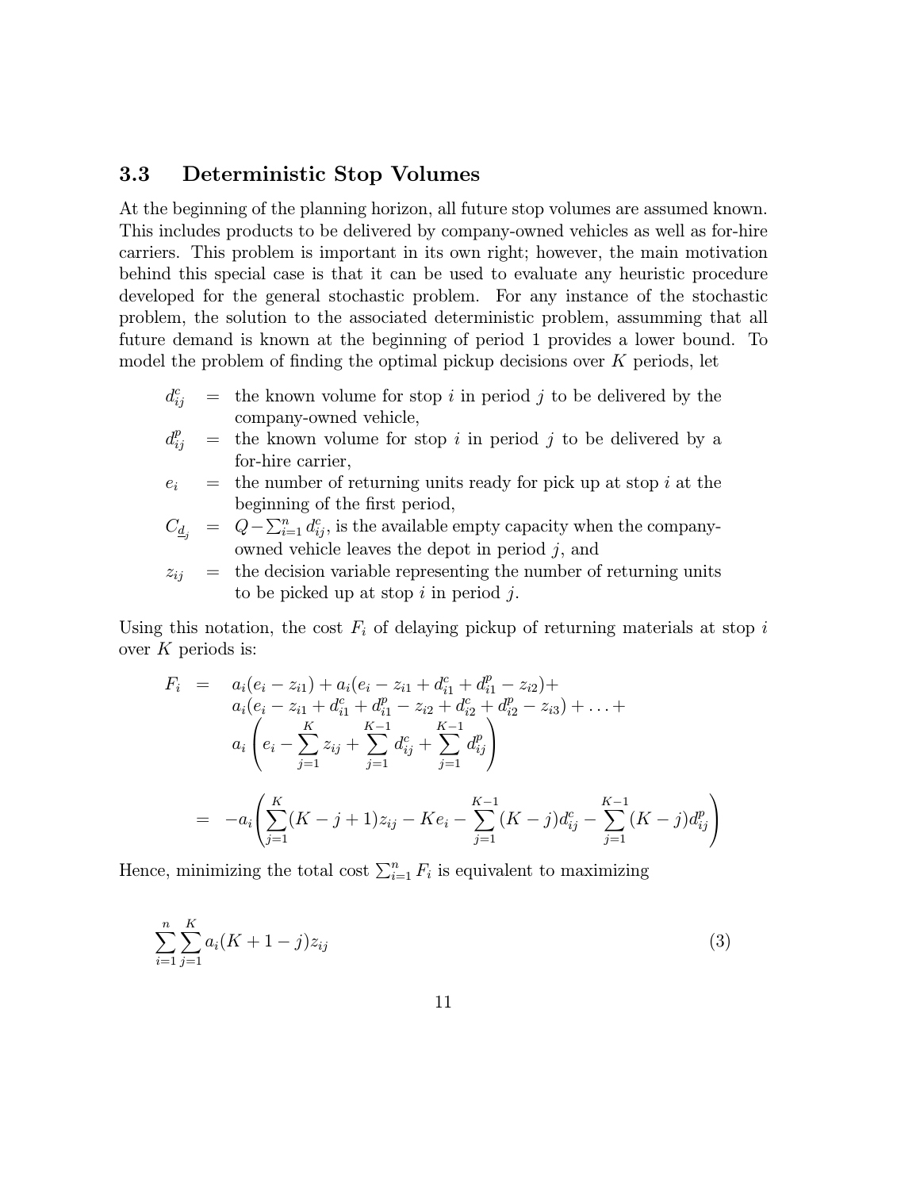### 3.3 Deterministic Stop Volumes

At the beginning of the planning horizon, all future stop volumes are assumed known. This includes products to be delivered by company-owned vehicles as well as for-hire carriers. This problem is important in its own right; however, the main motivation behind this special case is that it can be used to evaluate any heuristic procedure developed for the general stochastic problem. For any instance of the stochastic problem, the solution to the associated deterministic problem, assumming that all future demand is known at the beginning of period 1 provides a lower bound. To model the problem of finding the optimal pickup decisions over $K$ periods, let

- $d_{ij}^c$ = the known volume for stop $i$ in period $j$ to be delivered by the company-owned vehicle,
- $d_{ij}^p$ = the known volume for stop $i$ in period $j$ to be delivered by a for-hire carrier,
- $e_i$ = the number of returning units ready for pick up at stop $i$ at the beginning of the first period,
- $C_{\underline{d}_j}$ = $Q - \sum_{i=1}^{n} d_{ij}^c$, is the available empty capacity when the company-owned vehicle leaves the depot in period $j$, and
- $z_{ij}$ = the decision variable representing the number of returning units to be picked up at stop $i$ in period $j$.

Using this notation, the cost $F_i$ of delaying pickup of returning materials at stop $i$ over $K$ periods is:

$$
\begin{aligned}
F_i \;=\; & a_i(e_i - z_{i1}) + a_i(e_i - z_{i1} + d_{i1}^c + d_{i1}^p - z_{i2}) + \\
& a_i(e_i - z_{i1} + d_{i1}^c + d_{i1}^p - z_{i2} + d_{i2}^c + d_{i2}^p - z_{i3}) + \ldots + \\
& a_i\left(e_i - \sum_{j=1}^{K} z_{ij} + \sum_{j=1}^{K-1} d_{ij}^c + \sum_{j=1}^{K-1} d_{ij}^p\right) \\
\;=\; & -a_i\left(\sum_{j=1}^{K}(K-j+1)z_{ij} - Ke_i - \sum_{j=1}^{K-1}(K-j)d_{ij}^c - \sum_{j=1}^{K-1}(K-j)d_{ij}^p\right)
\end{aligned}
$$

Hence, minimizing the total cost $\sum_{i=1}^{n} F_i$ is equivalent to maximizing

$$
\sum_{i=1}^{n}\sum_{j=1}^{K} a_i(K+1-j)z_{ij} \tag{3}
$$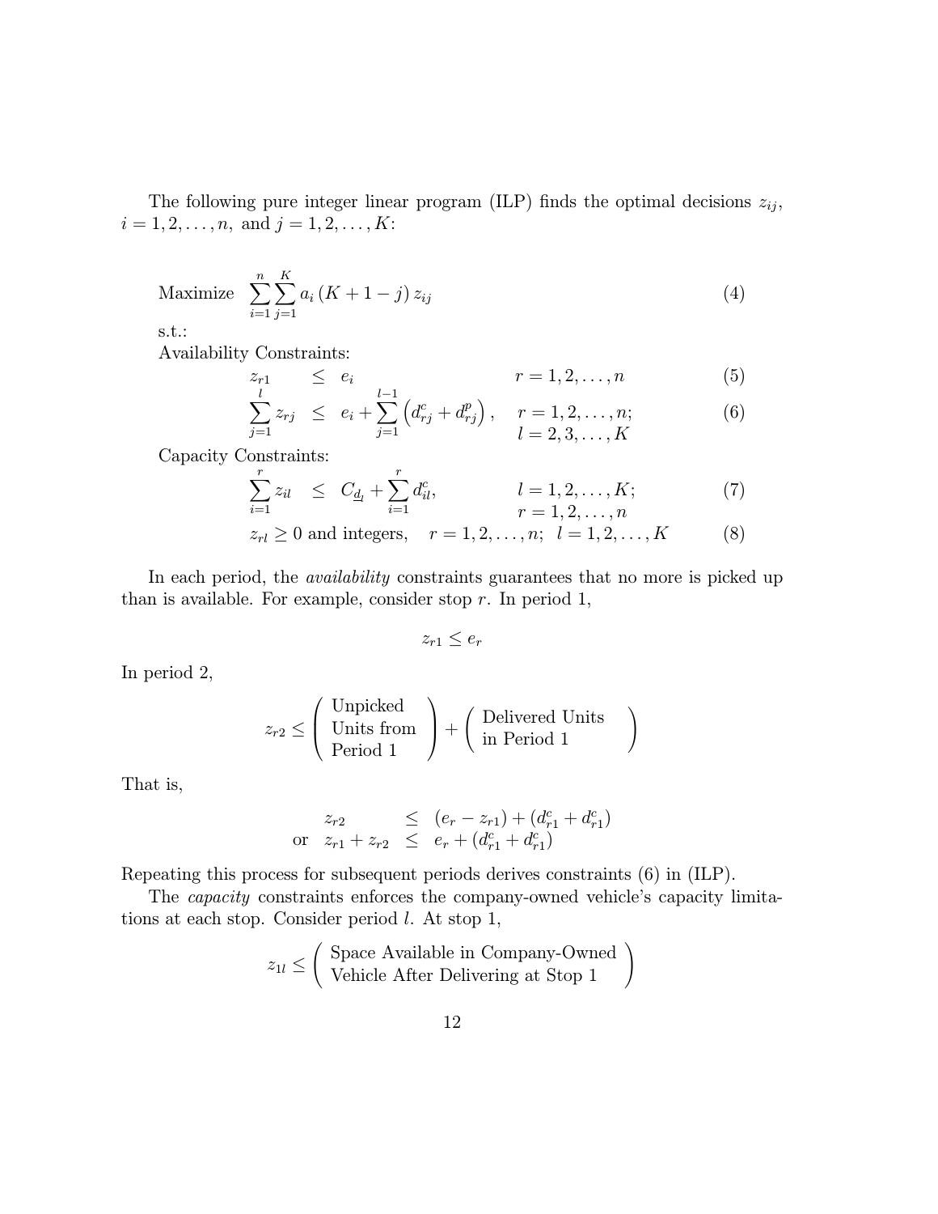The following pure integer linear program (ILP) finds the optimal decisions $z_{ij}$, $i = 1, 2, \ldots, n,$ and $j = 1, 2, \ldots, K$:

$$\text{Maximize} \quad \sum_{i=1}^{n} \sum_{j=1}^{K} a_i \left(K + 1 - j\right) z_{ij} \tag{4}$$

s.t.:

Availability Constraints:

$$z_{r1} \quad \leq \quad e_i \qquad\qquad r = 1, 2, \ldots, n \tag{5}$$

$$\sum_{j=1}^{l} z_{rj} \quad \leq \quad e_i + \sum_{j=1}^{l-1} \left(d_{rj}^{c} + d_{rj}^{p}\right), \quad r = 1, 2, \ldots, n; \; l = 2, 3, \ldots, K \tag{6}$$

Capacity Constraints:

$$\sum_{i=1}^{r} z_{il} \quad \leq \quad C_{\underline{d}_l} + \sum_{i=1}^{r} d_{il}^{c}, \qquad l = 1, 2, \ldots, K; \; r = 1, 2, \ldots, n \tag{7}$$

$$z_{rl} \geq 0 \text{ and integers}, \quad r = 1, 2, \ldots, n; \;\; l = 1, 2, \ldots, K \tag{8}$$

In each period, the *availability* constraints guarantees that no more is picked up than is available. For example, consider stop $r$. In period 1,

$$z_{r1} \leq e_r$$

In period 2,

$$z_{r2} \leq \left( \begin{array}{l} \text{Unpicked} \\ \text{Units from} \\ \text{Period 1} \end{array} \right) + \left( \begin{array}{l} \text{Delivered Units} \\ \text{in Period 1} \end{array} \right)$$

That is,

$$\begin{array}{rcl} z_{r2} & \leq & (e_r - z_{r1}) + (d_{r1}^{c} + d_{r1}^{c}) \\ \text{or} \quad z_{r1} + z_{r2} & \leq & e_r + (d_{r1}^{c} + d_{r1}^{c}) \end{array}$$

Repeating this process for subsequent periods derives constraints (6) in (ILP).

The *capacity* constraints enforces the company-owned vehicle's capacity limitations at each stop. Consider period $l$. At stop 1,

$$z_{1l} \leq \left( \begin{array}{l} \text{Space Available in Company-Owned} \\ \text{Vehicle After Delivering at Stop 1} \end{array} \right)$$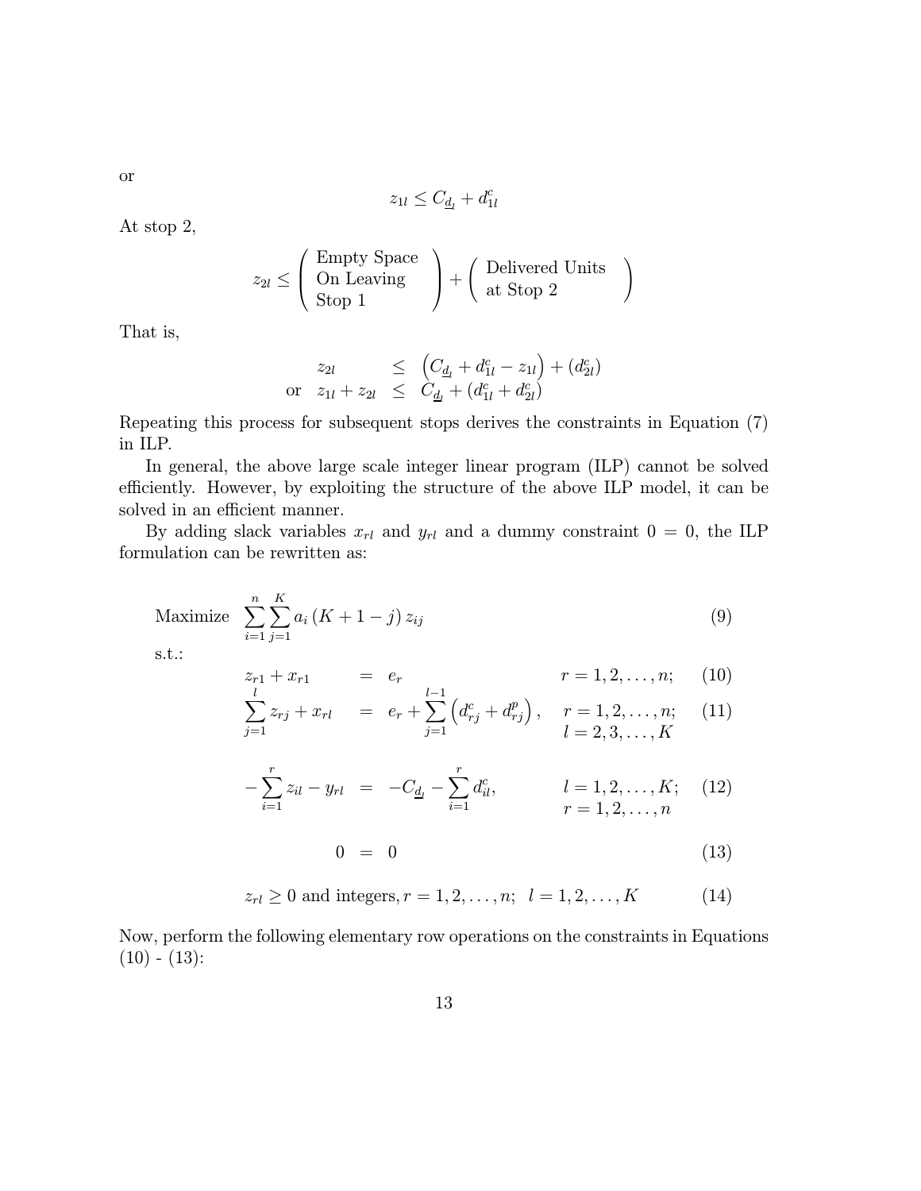or

$$z_{1l} \leq C_{\underline{d}_l} + d^c_{1l}$$

At stop 2,

$$z_{2l} \leq \left( \begin{array}{l} \text{Empty Space} \\ \text{On Leaving} \\ \text{Stop 1} \end{array} \right) + \left( \begin{array}{l} \text{Delivered Units} \\ \text{at Stop 2} \end{array} \right)$$

That is,

$$\begin{array}{rcl} z_{2l} & \leq & \left( C_{\underline{d}_l} + d^c_{1l} - z_{1l} \right) + (d^c_{2l}) \\ \text{or} \quad z_{1l} + z_{2l} & \leq & C_{\underline{d}_l} + (d^c_{1l} + d^c_{2l}) \end{array}$$

Repeating this process for subsequent stops derives the constraints in Equation (7) in ILP.

In general, the above large scale integer linear program (ILP) cannot be solved efficiently. However, by exploiting the structure of the above ILP model, it can be solved in an efficient manner.

By adding slack variables $x_{rl}$ and $y_{rl}$ and a dummy constraint $0 = 0$, the ILP formulation can be rewritten as:

$$\text{Maximize} \quad \sum_{i=1}^{n} \sum_{j=1}^{K} a_i \left( K + 1 - j \right) z_{ij} \tag{9}$$

s.t.:

$$z_{r1} + x_{r1} = e_r \qquad r = 1, 2, \ldots, n; \tag{10}$$

$$\sum_{j=1}^{l} z_{rj} + x_{rl} = e_r + \sum_{j=1}^{l-1} \left( d^c_{rj} + d^p_{rj} \right), \quad r = 1, 2, \ldots, n; \; l = 2, 3, \ldots, K \tag{11}$$

$$-\sum_{i=1}^{r} z_{il} - y_{rl} = -C_{\underline{d}_l} - \sum_{i=1}^{r} d^c_{il}, \qquad l = 1, 2, \ldots, K; \; r = 1, 2, \ldots, n \tag{12}$$

$$0 = 0 \tag{13}$$

$$z_{rl} \geq 0 \text{ and integers}, r = 1, 2, \ldots, n; \;\; l = 1, 2, \ldots, K \tag{14}$$

Now, perform the following elementary row operations on the constraints in Equations (10) - (13):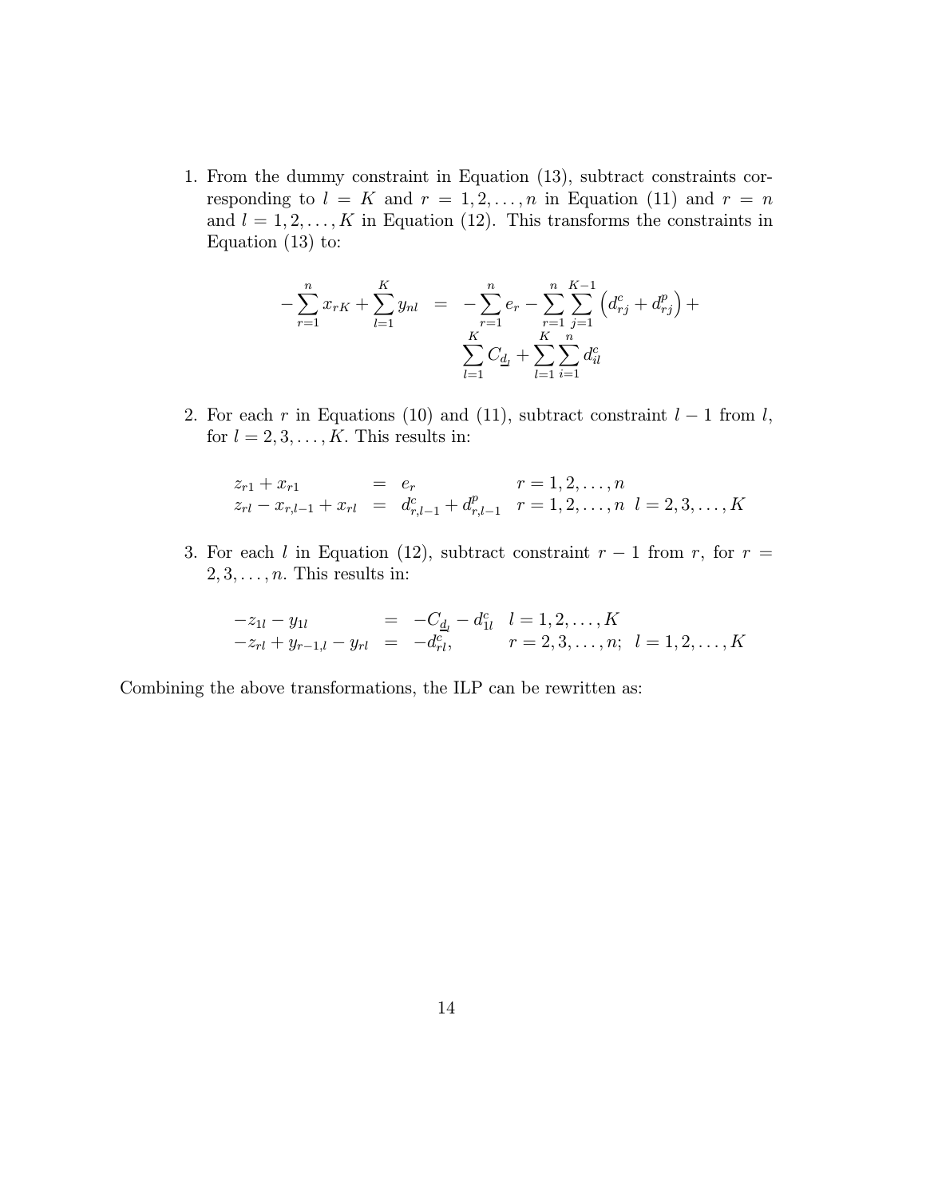1. From the dummy constraint in Equation (13), subtract constraints corresponding to $l = K$ and $r = 1, 2, \ldots, n$ in Equation (11) and $r = n$ and $l = 1, 2, \ldots, K$ in Equation (12). This transforms the constraints in Equation (13) to:

$$
\begin{aligned}
-\sum_{r=1}^{n} x_{rK} + \sum_{l=1}^{K} y_{nl} \;=\; & -\sum_{r=1}^{n} e_r - \sum_{r=1}^{n} \sum_{j=1}^{K-1} \left( d_{rj}^c + d_{rj}^p \right) + \\
& \sum_{l=1}^{K} C_{\underline{d}_l} + \sum_{l=1}^{K} \sum_{i=1}^{n} d_{il}^c
\end{aligned}
$$

2. For each $r$ in Equations (10) and (11), subtract constraint $l - 1$ from $l$, for $l = 2, 3, \ldots, K$. This results in:

$$
\begin{array}{lcll}
z_{r1} + x_{r1} & = & e_r & r = 1, 2, \ldots, n \\
z_{rl} - x_{r,l-1} + x_{rl} & = & d_{r,l-1}^c + d_{r,l-1}^p & r = 1, 2, \ldots, n \;\; l = 2, 3, \ldots, K
\end{array}
$$

3. For each $l$ in Equation (12), subtract constraint $r - 1$ from $r$, for $r = 2, 3, \ldots, n$. This results in:

$$
\begin{array}{lcll}
-z_{1l} - y_{1l} & = & -C_{\underline{d}_l} - d_{1l}^c & l = 1, 2, \ldots, K \\
-z_{rl} + y_{r-1,l} - y_{rl} & = & -d_{rl}^c, & r = 2, 3, \ldots, n; \;\; l = 1, 2, \ldots, K
\end{array}
$$

Combining the above transformations, the ILP can be rewritten as: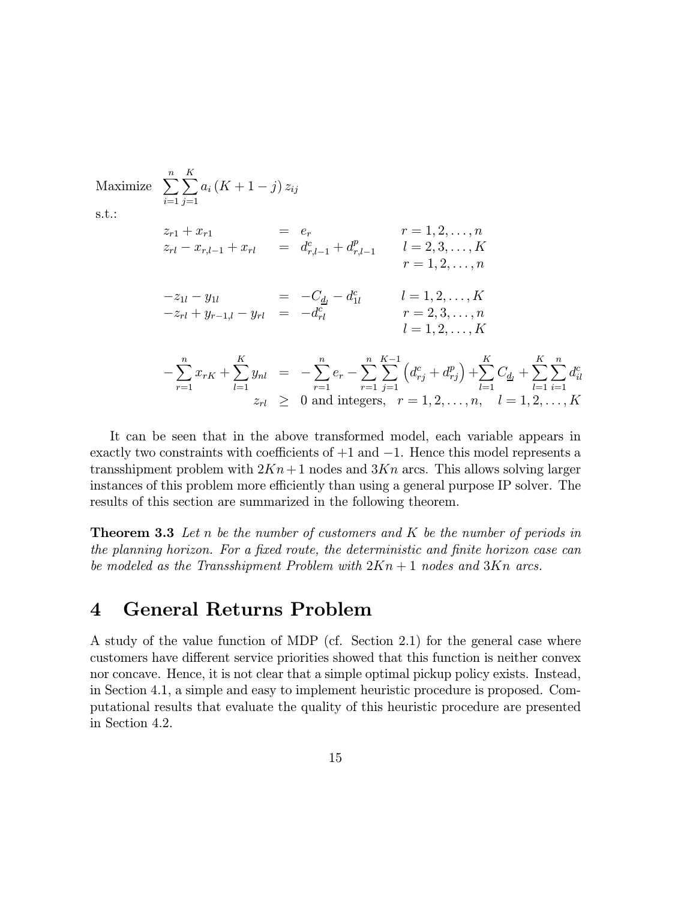$$
\begin{array}{lrcll}
\text{Maximize} & \displaystyle\sum_{i=1}^{n}\sum_{j=1}^{K} a_i \,(K+1-j)\, z_{ij} & & & \\
\text{s.t.:} & & & & \\
& z_{r1} + x_{r1} & = & e_r & r = 1,2,\ldots,n \\
& z_{rl} - x_{r,l-1} + x_{rl} & = & d^c_{r,l-1} + d^p_{r,l-1} & l = 2,3,\ldots,K \\
& & & & r = 1,2,\ldots,n \\
& & & & \\
& -z_{1l} - y_{1l} & = & -C_{\underline{d}_l} - d^c_{1l} & l = 1,2,\ldots,K \\
& -z_{rl} + y_{r-1,l} - y_{rl} & = & -d^c_{rl} & r = 2,3,\ldots,n \\
& & & & l = 1,2,\ldots,K \\
& & & & \\
& -\displaystyle\sum_{r=1}^{n} x_{rK} + \sum_{l=1}^{K} y_{nl} & = & -\displaystyle\sum_{r=1}^{n} e_r - \sum_{r=1}^{n}\sum_{j=1}^{K-1}\left(d^c_{rj} + d^p_{rj}\right) + \sum_{l=1}^{K} C_{\underline{d}_l} + \sum_{l=1}^{K}\sum_{i=1}^{n} d^c_{il} & \\
& z_{rl} & \geq & 0 \text{ and integers}, \quad r = 1,2,\ldots,n, \quad l = 1,2,\ldots,K &
\end{array}
$$

It can be seen that in the above transformed model, each variable appears in exactly two constraints with coefficients of $+1$ and $-1$. Hence this model represents a transshipment problem with $2Kn+1$ nodes and $3Kn$ arcs. This allows solving larger instances of this problem more efficiently than using a general purpose IP solver. The results of this section are summarized in the following theorem.

**Theorem 3.3** *Let $n$ be the number of customers and $K$ be the number of periods in the planning horizon. For a fixed route, the deterministic and finite horizon case can be modeled as the Transshipment Problem with $2Kn+1$ nodes and $3Kn$ arcs.*

# 4 General Returns Problem

A study of the value function of MDP (cf. Section 2.1) for the general case where customers have different service priorities showed that this function is neither convex nor concave. Hence, it is not clear that a simple optimal pickup policy exists. Instead, in Section 4.1, a simple and easy to implement heuristic procedure is proposed. Computational results that evaluate the quality of this heuristic procedure are presented in Section 4.2.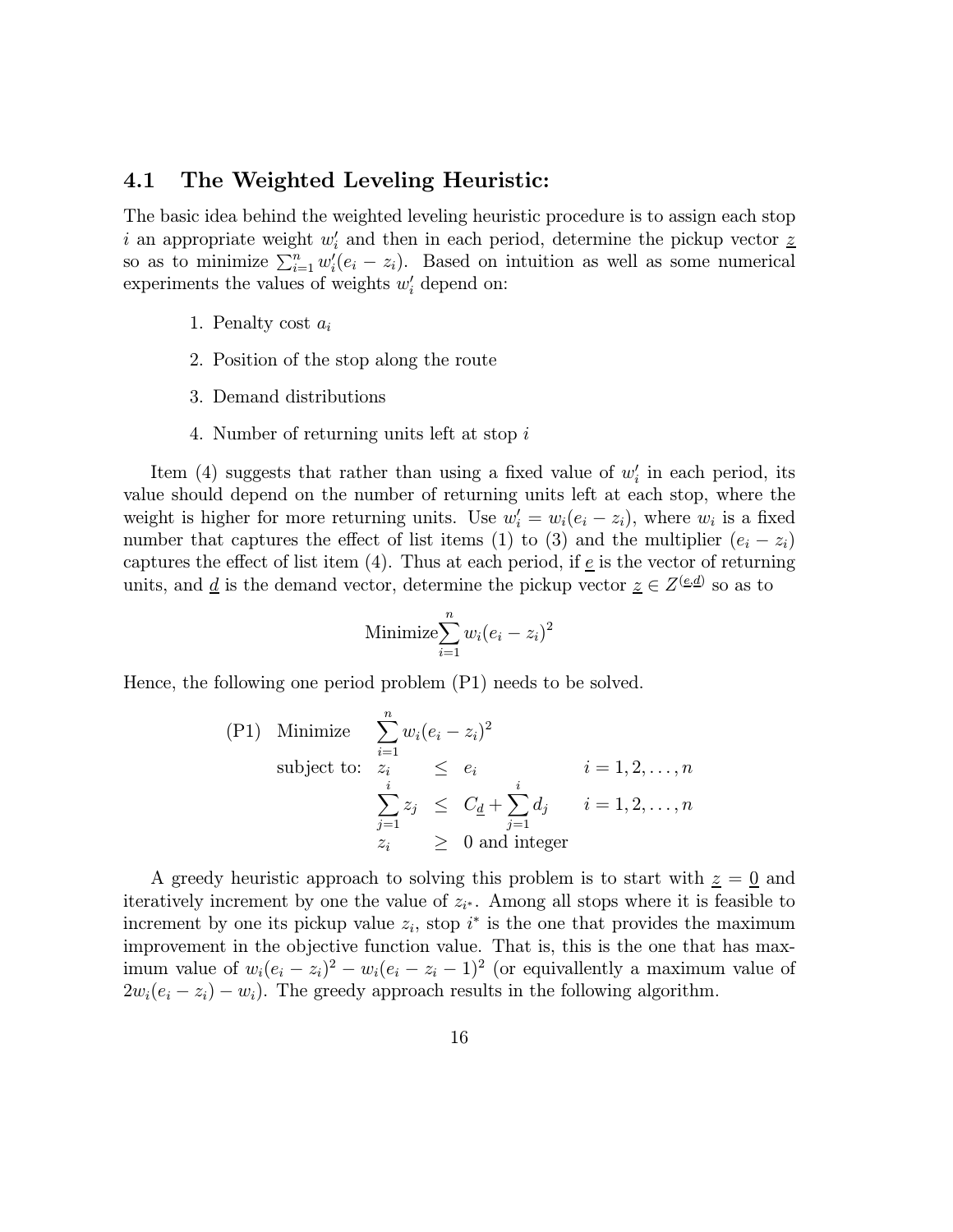### 4.1 The Weighted Leveling Heuristic:

The basic idea behind the weighted leveling heuristic procedure is to assign each stop $i$ an appropriate weight $w'_i$ and then in each period, determine the pickup vector $\underline{z}$ so as to minimize $\sum_{i=1}^{n} w'_i(e_i - z_i)$. Based on intuition as well as some numerical experiments the values of weights $w'_i$ depend on:

1. Penalty cost $a_i$
2. Position of the stop along the route
3. Demand distributions
4. Number of returning units left at stop $i$

Item (4) suggests that rather than using a fixed value of $w'_i$ in each period, its value should depend on the number of returning units left at each stop, where the weight is higher for more returning units. Use $w'_i = w_i(e_i - z_i)$, where $w_i$ is a fixed number that captures the effect of list items (1) to (3) and the multiplier $(e_i - z_i)$ captures the effect of list item (4). Thus at each period, if $\underline{e}$ is the vector of returning units, and $\underline{d}$ is the demand vector, determine the pickup vector $\underline{z} \in Z^{(\underline{e},\underline{d})}$ so as to

$$\text{Minimize} \sum_{i=1}^{n} w_i(e_i - z_i)^2$$

Hence, the following one period problem (P1) needs to be solved.

$$
\begin{array}{llll}
\text{(P1)} & \text{Minimize} & \displaystyle\sum_{i=1}^{n} w_i(e_i - z_i)^2 & \\
& \text{subject to:} & z_i \leq e_i & i = 1, 2, \ldots, n \\
& & \displaystyle\sum_{j=1}^{i} z_j \leq C_{\underline{d}} + \sum_{j=1}^{i} d_j & i = 1, 2, \ldots, n \\
& & z_i \geq 0 \text{ and integer} &
\end{array}
$$

A greedy heuristic approach to solving this problem is to start with $\underline{z} = \underline{0}$ and iteratively increment by one the value of $z_{i^*}$. Among all stops where it is feasible to increment by one its pickup value $z_i$, stop $i^*$ is the one that provides the maximum improvement in the objective function value. That is, this is the one that has maximum value of $w_i(e_i - z_i)^2 - w_i(e_i - z_i - 1)^2$ (or equivallently a maximum value of $2w_i(e_i - z_i) - w_i$). The greedy approach results in the following algorithm.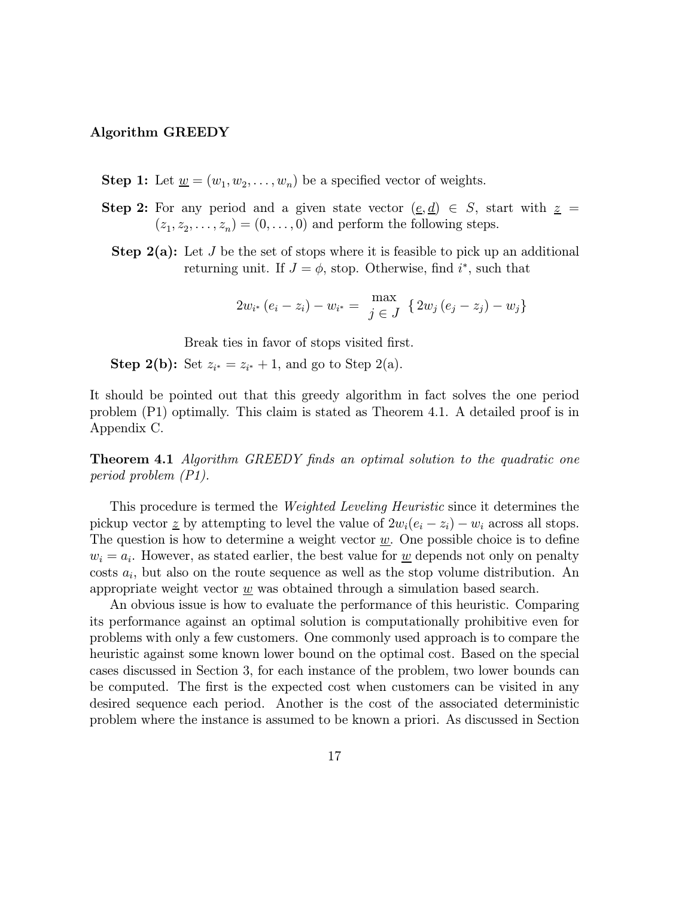**Algorithm GREEDY**

**Step 1:** Let $\underline{w} = (w_1, w_2, \ldots, w_n)$ be a specified vector of weights.

**Step 2:** For any period and a given state vector $(\underline{e}, \underline{d}) \in S$, start with $\underline{z} = (z_1, z_2, \ldots, z_n) = (0, \ldots, 0)$ and perform the following steps.

**Step 2(a):** Let $J$ be the set of stops where it is feasible to pick up an additional returning unit. If $J = \phi$, stop. Otherwise, find $i^*$, such that

$$2w_{i^*}(e_i - z_i) - w_{i^*} = \max_{j \in J} \{ 2w_j (e_j - z_j) - w_j \}$$

Break ties in favor of stops visited first.

**Step 2(b):** Set $z_{i^*} = z_{i^*} + 1$, and go to Step 2(a).

It should be pointed out that this greedy algorithm in fact solves the one period problem (P1) optimally. This claim is stated as Theorem 4.1. A detailed proof is in Appendix C.

**Theorem 4.1** *Algorithm GREEDY finds an optimal solution to the quadratic one period problem (P1).*

This procedure is termed the *Weighted Leveling Heuristic* since it determines the pickup vector $\underline{z}$ by attempting to level the value of $2w_i(e_i - z_i) - w_i$ across all stops. The question is how to determine a weight vector $\underline{w}$. One possible choice is to define $w_i = a_i$. However, as stated earlier, the best value for $\underline{w}$ depends not only on penalty costs $a_i$, but also on the route sequence as well as the stop volume distribution. An appropriate weight vector $\underline{w}$ was obtained through a simulation based search.

An obvious issue is how to evaluate the performance of this heuristic. Comparing its performance against an optimal solution is computationally prohibitive even for problems with only a few customers. One commonly used approach is to compare the heuristic against some known lower bound on the optimal cost. Based on the special cases discussed in Section 3, for each instance of the problem, two lower bounds can be computed. The first is the expected cost when customers can be visited in any desired sequence each period. Another is the cost of the associated deterministic problem where the instance is assumed to be known a priori. As discussed in Section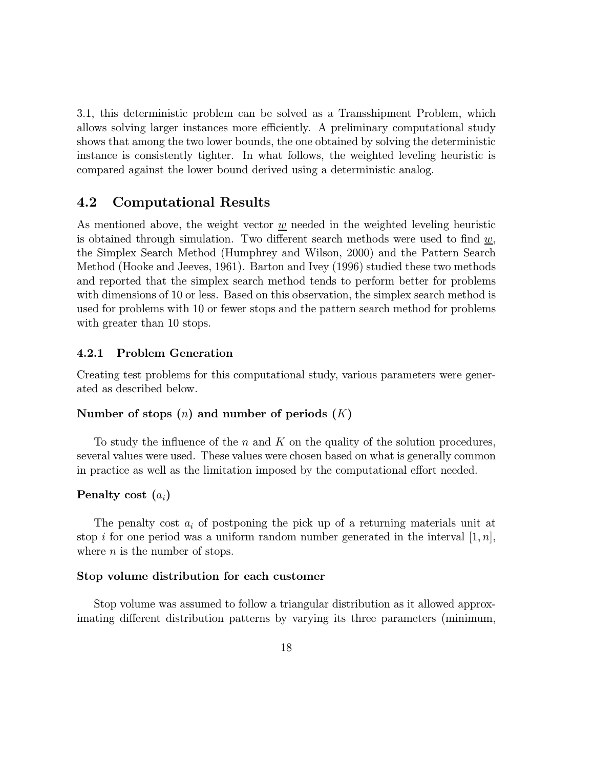3.1, this deterministic problem can be solved as a Transshipment Problem, which allows solving larger instances more efficiently. A preliminary computational study shows that among the two lower bounds, the one obtained by solving the deterministic instance is consistently tighter. In what follows, the weighted leveling heuristic is compared against the lower bound derived using a deterministic analog.

## 4.2 Computational Results

As mentioned above, the weight vector $\underline{w}$ needed in the weighted leveling heuristic is obtained through simulation. Two different search methods were used to find $\underline{w}$, the Simplex Search Method (Humphrey and Wilson, 2000) and the Pattern Search Method (Hooke and Jeeves, 1961). Barton and Ivey (1996) studied these two methods and reported that the simplex search method tends to perform better for problems with dimensions of 10 or less. Based on this observation, the simplex search method is used for problems with 10 or fewer stops and the pattern search method for problems with greater than 10 stops.

### 4.2.1 Problem Generation

Creating test problems for this computational study, various parameters were generated as described below.

#### Number of stops ($n$) and number of periods ($K$)

To study the influence of the $n$ and $K$ on the quality of the solution procedures, several values were used. These values were chosen based on what is generally common in practice as well as the limitation imposed by the computational effort needed.

#### Penalty cost ($a_i$)

The penalty cost $a_i$ of postponing the pick up of a returning materials unit at stop $i$ for one period was a uniform random number generated in the interval $[1, n]$, where $n$ is the number of stops.

#### Stop volume distribution for each customer

Stop volume was assumed to follow a triangular distribution as it allowed approximating different distribution patterns by varying its three parameters (minimum,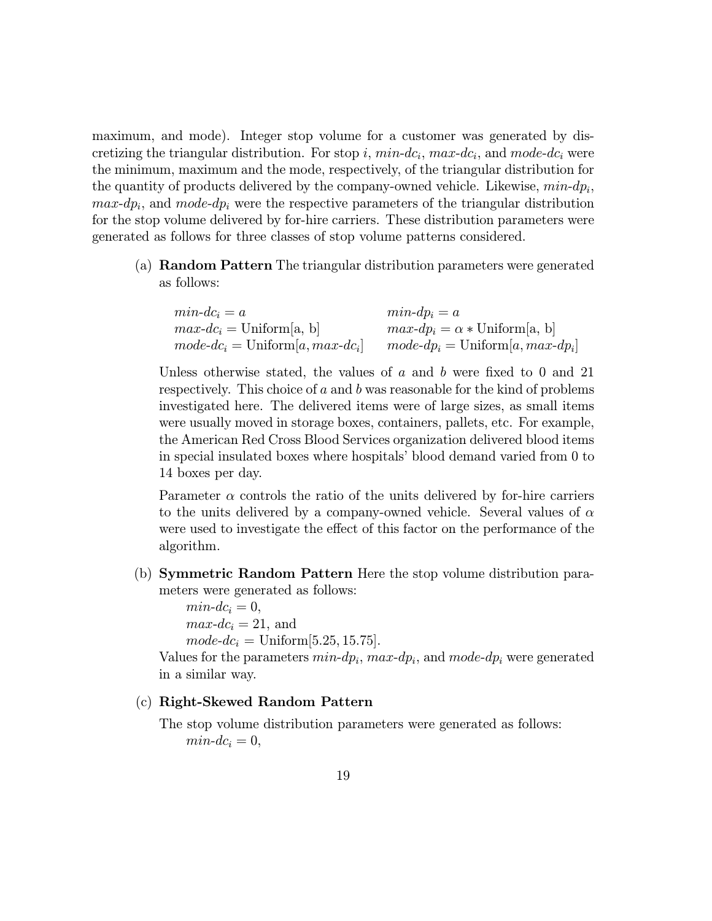maximum, and mode). Integer stop volume for a customer was generated by discretizing the triangular distribution. For stop $i$, $min\text{-}dc_i$, $max\text{-}dc_i$, and $mode\text{-}dc_i$ were the minimum, maximum and the mode, respectively, of the triangular distribution for the quantity of products delivered by the company-owned vehicle. Likewise, $min\text{-}dp_i$, $max\text{-}dp_i$, and $mode\text{-}dp_i$ were the respective parameters of the triangular distribution for the stop volume delivered by for-hire carriers. These distribution parameters were generated as follows for three classes of stop volume patterns considered.

(a) **Random Pattern** The triangular distribution parameters were generated as follows:

| | |
|---|---|
| $min\text{-}dc_i = a$ | $min\text{-}dp_i = a$ |
| $max\text{-}dc_i = \text{Uniform[a, b]}$ | $max\text{-}dp_i = \alpha * \text{Uniform[a, b]}$ |
| $mode\text{-}dc_i = \text{Uniform}[a, max\text{-}dc_i]$ | $mode\text{-}dp_i = \text{Uniform}[a, max\text{-}dp_i]$ |

Unless otherwise stated, the values of $a$ and $b$ were fixed to 0 and 21 respectively. This choice of $a$ and $b$ was reasonable for the kind of problems investigated here. The delivered items were of large sizes, as small items were usually moved in storage boxes, containers, pallets, etc. For example, the American Red Cross Blood Services organization delivered blood items in special insulated boxes where hospitals' blood demand varied from 0 to 14 boxes per day.

Parameter $\alpha$ controls the ratio of the units delivered by for-hire carriers to the units delivered by a company-owned vehicle. Several values of $\alpha$ were used to investigate the effect of this factor on the performance of the algorithm.

(b) **Symmetric Random Pattern** Here the stop volume distribution parameters were generated as follows:
$min\text{-}dc_i = 0$,
$max\text{-}dc_i = 21$, and
$mode\text{-}dc_i = \text{Uniform}[5.25, 15.75]$.
Values for the parameters $min\text{-}dp_i$, $max\text{-}dp_i$, and $mode\text{-}dp_i$ were generated in a similar way.

(c) **Right-Skewed Random Pattern**

The stop volume distribution parameters were generated as follows:
$min\text{-}dc_i = 0$,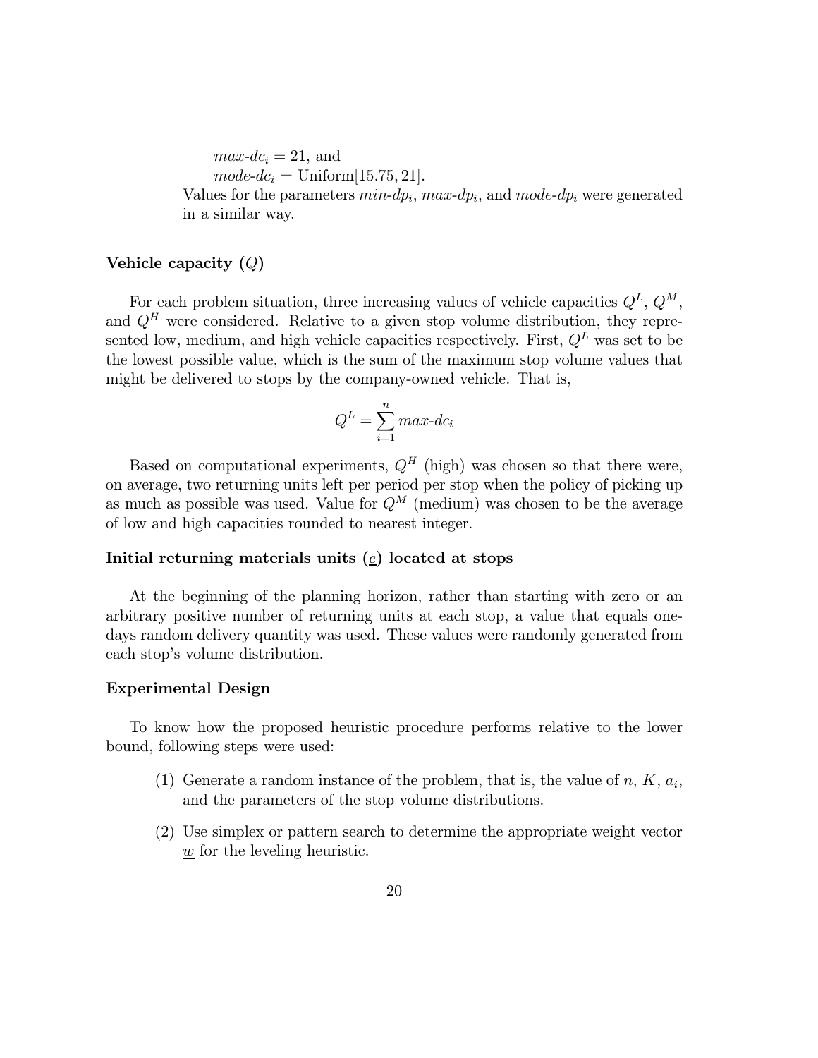$max\text{-}dc_i = 21$, and

$mode\text{-}dc_i = \text{Uniform}[15.75, 21]$.

Values for the parameters $min\text{-}dp_i$, $max\text{-}dp_i$, and $mode\text{-}dp_i$ were generated in a similar way.

### Vehicle capacity ($Q$)

For each problem situation, three increasing values of vehicle capacities $Q^L$, $Q^M$, and $Q^H$ were considered. Relative to a given stop volume distribution, they represented low, medium, and high vehicle capacities respectively. First, $Q^L$ was set to be the lowest possible value, which is the sum of the maximum stop volume values that might be delivered to stops by the company-owned vehicle. That is,

$$Q^L = \sum_{i=1}^{n} max\text{-}dc_i$$

Based on computational experiments, $Q^H$ (high) was chosen so that there were, on average, two returning units left per period per stop when the policy of picking up as much as possible was used. Value for $Q^M$ (medium) was chosen to be the average of low and high capacities rounded to nearest integer.

### Initial returning materials units ($\underline{e}$) located at stops

At the beginning of the planning horizon, rather than starting with zero or an arbitrary positive number of returning units at each stop, a value that equals one-days random delivery quantity was used. These values were randomly generated from each stop's volume distribution.

### Experimental Design

To know how the proposed heuristic procedure performs relative to the lower bound, following steps were used:

(1) Generate a random instance of the problem, that is, the value of $n$, $K$, $a_i$, and the parameters of the stop volume distributions.

(2) Use simplex or pattern search to determine the appropriate weight vector $\underline{w}$ for the leveling heuristic.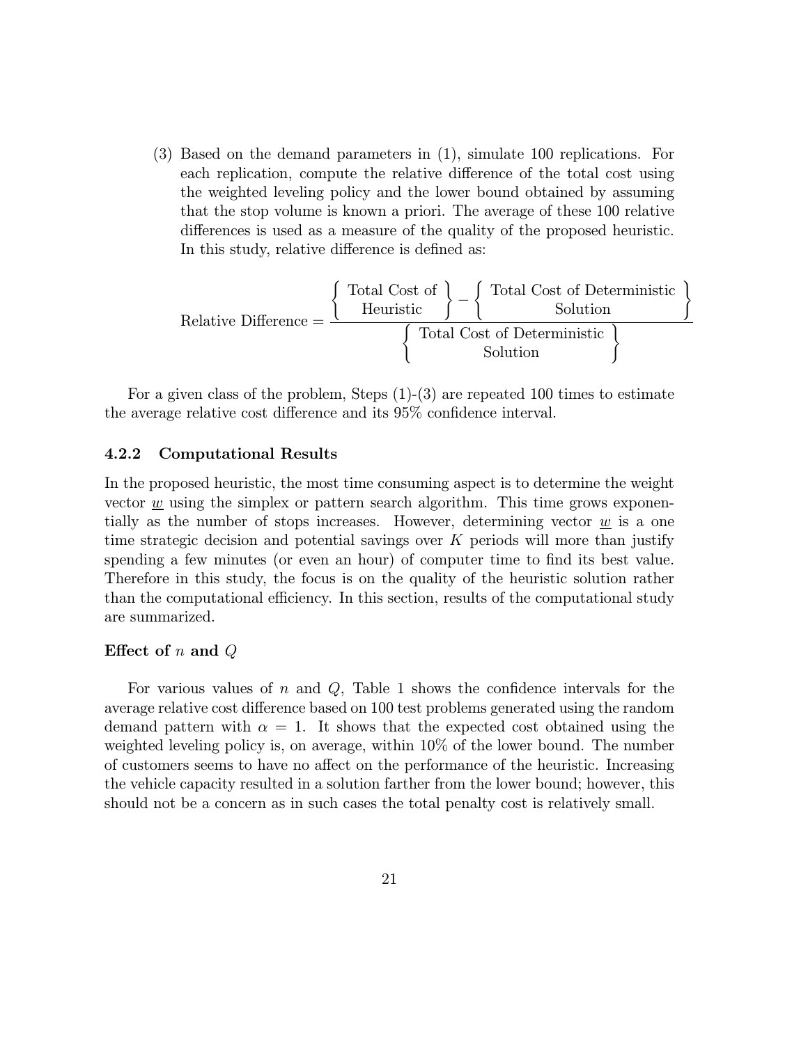(3) Based on the demand parameters in (1), simulate 100 replications. For each replication, compute the relative difference of the total cost using the weighted leveling policy and the lower bound obtained by assuming that the stop volume is known a priori. The average of these 100 relative differences is used as a measure of the quality of the proposed heuristic. In this study, relative difference is defined as:

$$\text{Relative Difference} = \frac{\left\{ \begin{array}{c} \text{Total Cost of} \\ \text{Heuristic} \end{array} \right\} - \left\{ \begin{array}{c} \text{Total Cost of Deterministic} \\ \text{Solution} \end{array} \right\}}{\left\{ \begin{array}{c} \text{Total Cost of Deterministic} \\ \text{Solution} \end{array} \right\}}$$

For a given class of the problem, Steps (1)-(3) are repeated 100 times to estimate the average relative cost difference and its 95% confidence interval.

### 4.2.2 Computational Results

In the proposed heuristic, the most time consuming aspect is to determine the weight vector $\underline{w}$ using the simplex or pattern search algorithm. This time grows exponentially as the number of stops increases. However, determining vector $\underline{w}$ is a one time strategic decision and potential savings over $K$ periods will more than justify spending a few minutes (or even an hour) of computer time to find its best value. Therefore in this study, the focus is on the quality of the heuristic solution rather than the computational efficiency. In this section, results of the computational study are summarized.

#### Effect of $n$ and $Q$

For various values of $n$ and $Q$, Table 1 shows the confidence intervals for the average relative cost difference based on 100 test problems generated using the random demand pattern with $\alpha = 1$. It shows that the expected cost obtained using the weighted leveling policy is, on average, within 10% of the lower bound. The number of customers seems to have no affect on the performance of the heuristic. Increasing the vehicle capacity resulted in a solution farther from the lower bound; however, this should not be a concern as in such cases the total penalty cost is relatively small.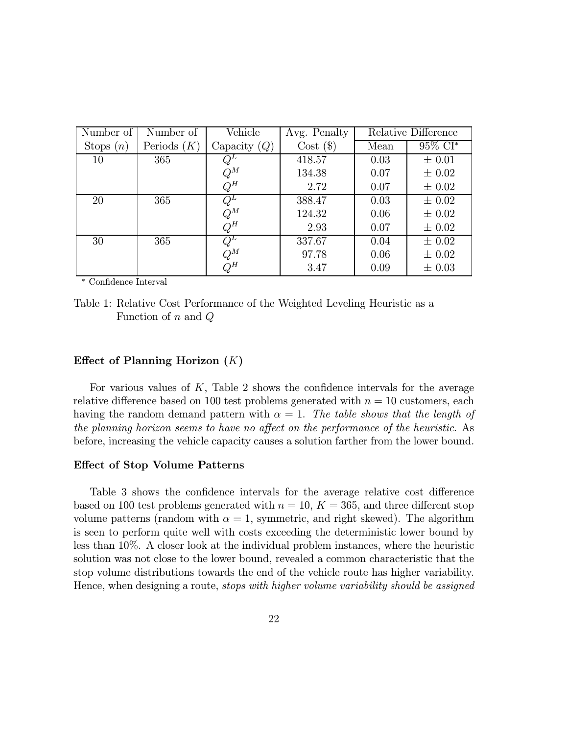| Number of Stops ($n$) | Number of Periods ($K$) | Vehicle Capacity ($Q$) | Avg. Penalty Cost (\$) | Relative Difference | |
|---|---|---|---|---|---|
| | | | | Mean | 95% CI* |
| 10 | 365 | $Q^L$ | 418.57 | 0.03 | ± 0.01 |
| | | $Q^M$ | 134.38 | 0.07 | ± 0.02 |
| | | $Q^H$ | 2.72 | 0.07 | ± 0.02 |
| 20 | 365 | $Q^L$ | 388.47 | 0.03 | ± 0.02 |
| | | $Q^M$ | 124.32 | 0.06 | ± 0.02 |
| | | $Q^H$ | 2.93 | 0.07 | ± 0.02 |
| 30 | 365 | $Q^L$ | 337.67 | 0.04 | ± 0.02 |
| | | $Q^M$ | 97.78 | 0.06 | ± 0.02 |
| | | $Q^H$ | 3.47 | 0.09 | ± 0.03 |

\* Confidence Interval

Table 1: Relative Cost Performance of the Weighted Leveling Heuristic as a Function of $n$ and $Q$

### Effect of Planning Horizon ($K$)

For various values of $K$, Table 2 shows the confidence intervals for the average relative difference based on 100 test problems generated with $n = 10$ customers, each having the random demand pattern with $\alpha = 1$. *The table shows that the length of the planning horizon seems to have no affect on the performance of the heuristic.* As before, increasing the vehicle capacity causes a solution farther from the lower bound.

### Effect of Stop Volume Patterns

Table 3 shows the confidence intervals for the average relative cost difference based on 100 test problems generated with $n = 10$, $K = 365$, and three different stop volume patterns (random with $\alpha = 1$, symmetric, and right skewed). The algorithm is seen to perform quite well with costs exceeding the deterministic lower bound by less than 10%. A closer look at the individual problem instances, where the heuristic solution was not close to the lower bound, revealed a common characteristic that the stop volume distributions towards the end of the vehicle route has higher variability. Hence, when designing a route, *stops with higher volume variability should be assigned*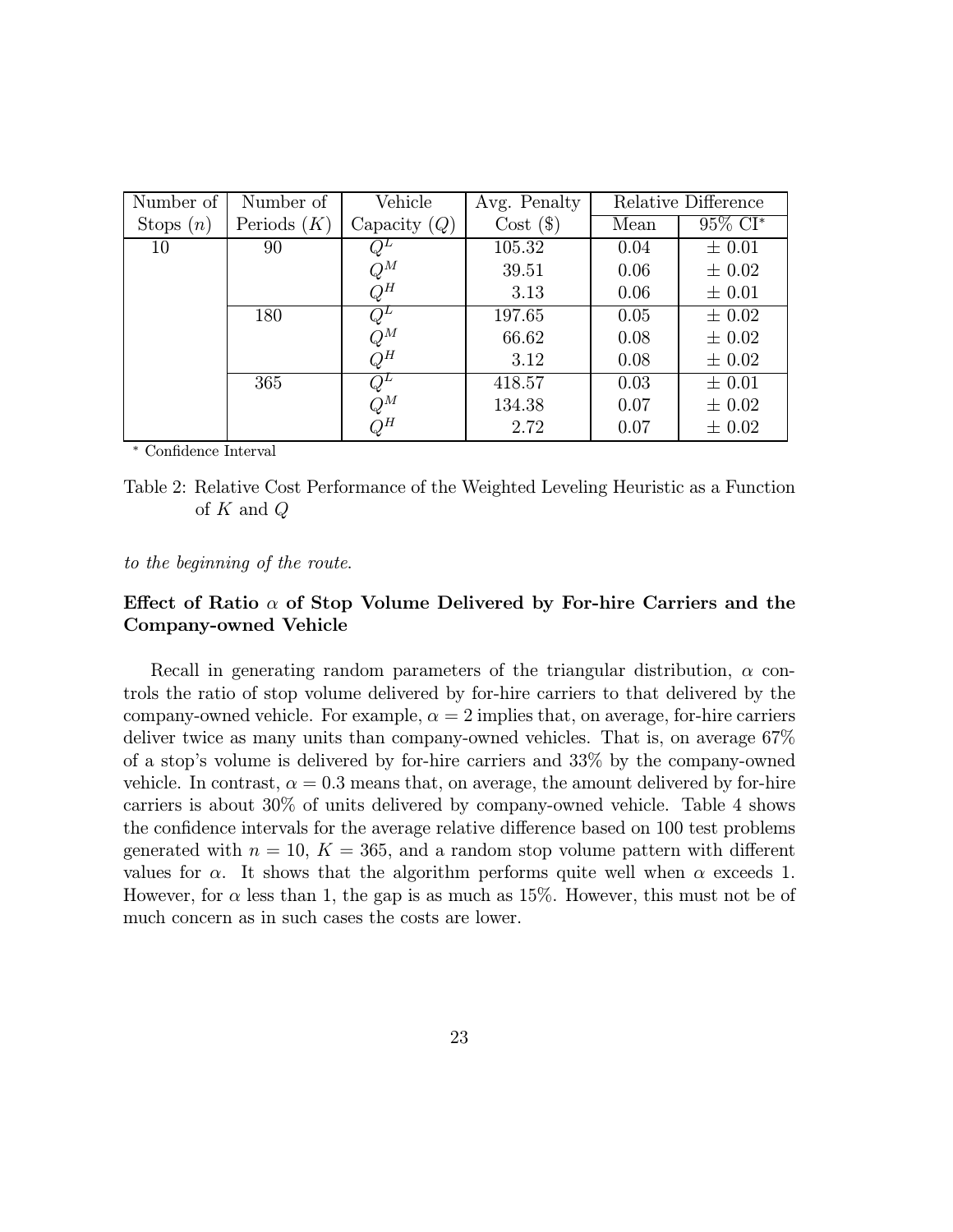| Number of Stops ($n$) | Number of Periods ($K$) | Vehicle Capacity ($Q$) | Avg. Penalty Cost ($) | Relative Difference | |
|---|---|---|---|---|---|
| | | | | Mean | 95% CI* |
| 10 | 90 | $Q^L$ | 105.32 | 0.04 | ± 0.01 |
| | | $Q^M$ | 39.51 | 0.06 | ± 0.02 |
| | | $Q^H$ | 3.13 | 0.06 | ± 0.01 |
| | 180 | $Q^L$ | 197.65 | 0.05 | ± 0.02 |
| | | $Q^M$ | 66.62 | 0.08 | ± 0.02 |
| | | $Q^H$ | 3.12 | 0.08 | ± 0.02 |
| | 365 | $Q^L$ | 418.57 | 0.03 | ± 0.01 |
| | | $Q^M$ | 134.38 | 0.07 | ± 0.02 |
| | | $Q^H$ | 2.72 | 0.07 | ± 0.02 |

* Confidence Interval

Table 2: Relative Cost Performance of the Weighted Leveling Heuristic as a Function of $K$ and $Q$

*to the beginning of the route.*

**Effect of Ratio $\alpha$ of Stop Volume Delivered by For-hire Carriers and the Company-owned Vehicle**

Recall in generating random parameters of the triangular distribution, $\alpha$ controls the ratio of stop volume delivered by for-hire carriers to that delivered by the company-owned vehicle. For example, $\alpha = 2$ implies that, on average, for-hire carriers deliver twice as many units than company-owned vehicles. That is, on average 67% of a stop's volume is delivered by for-hire carriers and 33% by the company-owned vehicle. In contrast, $\alpha = 0.3$ means that, on average, the amount delivered by for-hire carriers is about 30% of units delivered by company-owned vehicle. Table 4 shows the confidence intervals for the average relative difference based on 100 test problems generated with $n = 10$, $K = 365$, and a random stop volume pattern with different values for $\alpha$. It shows that the algorithm performs quite well when $\alpha$ exceeds 1. However, for $\alpha$ less than 1, the gap is as much as 15%. However, this must not be of much concern as in such cases the costs are lower.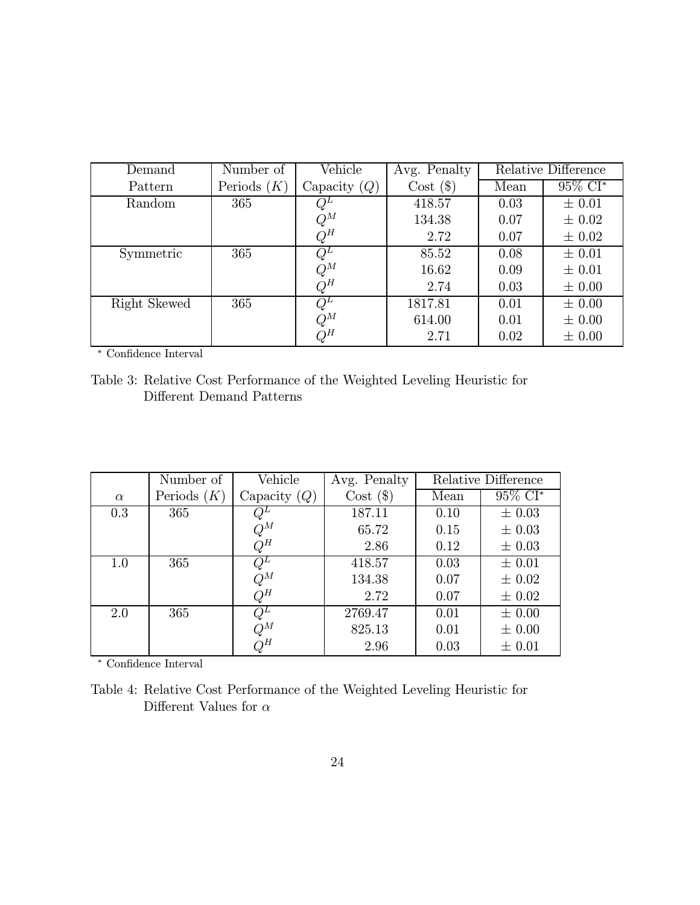| Demand Pattern | Number of Periods ($K$) | Vehicle Capacity ($Q$) | Avg. Penalty Cost ($) | Relative Difference | |
|---|---|---|---|---|---|
| | | | | Mean | 95% CI* |
| Random | 365 | $Q^L$ | 418.57 | 0.03 | ± 0.01 |
| | | $Q^M$ | 134.38 | 0.07 | ± 0.02 |
| | | $Q^H$ | 2.72 | 0.07 | ± 0.02 |
| Symmetric | 365 | $Q^L$ | 85.52 | 0.08 | ± 0.01 |
| | | $Q^M$ | 16.62 | 0.09 | ± 0.01 |
| | | $Q^H$ | 2.74 | 0.03 | ± 0.00 |
| Right Skewed | 365 | $Q^L$ | 1817.81 | 0.01 | ± 0.00 |
| | | $Q^M$ | 614.00 | 0.01 | ± 0.00 |
| | | $Q^H$ | 2.71 | 0.02 | ± 0.00 |

* Confidence Interval

Table 3: Relative Cost Performance of the Weighted Leveling Heuristic for Different Demand Patterns

| $\alpha$ | Number of Periods ($K$) | Vehicle Capacity ($Q$) | Avg. Penalty Cost ($) | Relative Difference | |
|---|---|---|---|---|---|
| | | | | Mean | 95% CI* |
| 0.3 | 365 | $Q^L$ | 187.11 | 0.10 | ± 0.03 |
| | | $Q^M$ | 65.72 | 0.15 | ± 0.03 |
| | | $Q^H$ | 2.86 | 0.12 | ± 0.03 |
| 1.0 | 365 | $Q^L$ | 418.57 | 0.03 | ± 0.01 |
| | | $Q^M$ | 134.38 | 0.07 | ± 0.02 |
| | | $Q^H$ | 2.72 | 0.07 | ± 0.02 |
| 2.0 | 365 | $Q^L$ | 2769.47 | 0.01 | ± 0.00 |
| | | $Q^M$ | 825.13 | 0.01 | ± 0.00 |
| | | $Q^H$ | 2.96 | 0.03 | ± 0.01 |

* Confidence Interval

Table 4: Relative Cost Performance of the Weighted Leveling Heuristic for Different Values for $\alpha$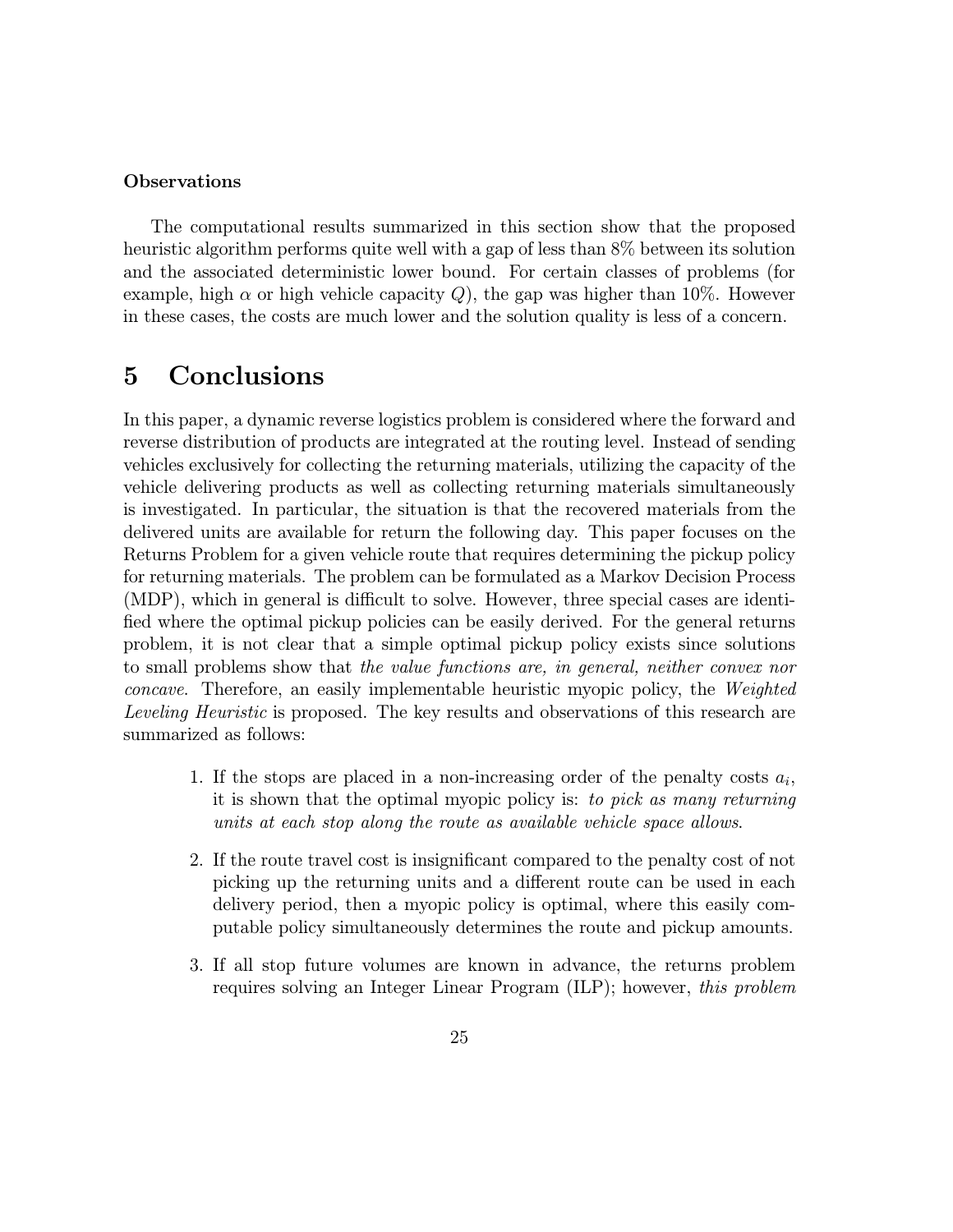**Observations**

The computational results summarized in this section show that the proposed heuristic algorithm performs quite well with a gap of less than 8% between its solution and the associated deterministic lower bound. For certain classes of problems (for example, high $\alpha$ or high vehicle capacity $Q$), the gap was higher than 10%. However in these cases, the costs are much lower and the solution quality is less of a concern.

# 5 Conclusions

In this paper, a dynamic reverse logistics problem is considered where the forward and reverse distribution of products are integrated at the routing level. Instead of sending vehicles exclusively for collecting the returning materials, utilizing the capacity of the vehicle delivering products as well as collecting returning materials simultaneously is investigated. In particular, the situation is that the recovered materials from the delivered units are available for return the following day. This paper focuses on the Returns Problem for a given vehicle route that requires determining the pickup policy for returning materials. The problem can be formulated as a Markov Decision Process (MDP), which in general is difficult to solve. However, three special cases are identified where the optimal pickup policies can be easily derived. For the general returns problem, it is not clear that a simple optimal pickup policy exists since solutions to small problems show that *the value functions are, in general, neither convex nor concave*. Therefore, an easily implementable heuristic myopic policy, the *Weighted Leveling Heuristic* is proposed. The key results and observations of this research are summarized as follows:

1. If the stops are placed in a non-increasing order of the penalty costs $a_i$, it is shown that the optimal myopic policy is: *to pick as many returning units at each stop along the route as available vehicle space allows*.

2. If the route travel cost is insignificant compared to the penalty cost of not picking up the returning units and a different route can be used in each delivery period, then a myopic policy is optimal, where this easily computable policy simultaneously determines the route and pickup amounts.

3. If all stop future volumes are known in advance, the returns problem requires solving an Integer Linear Program (ILP); however, *this problem*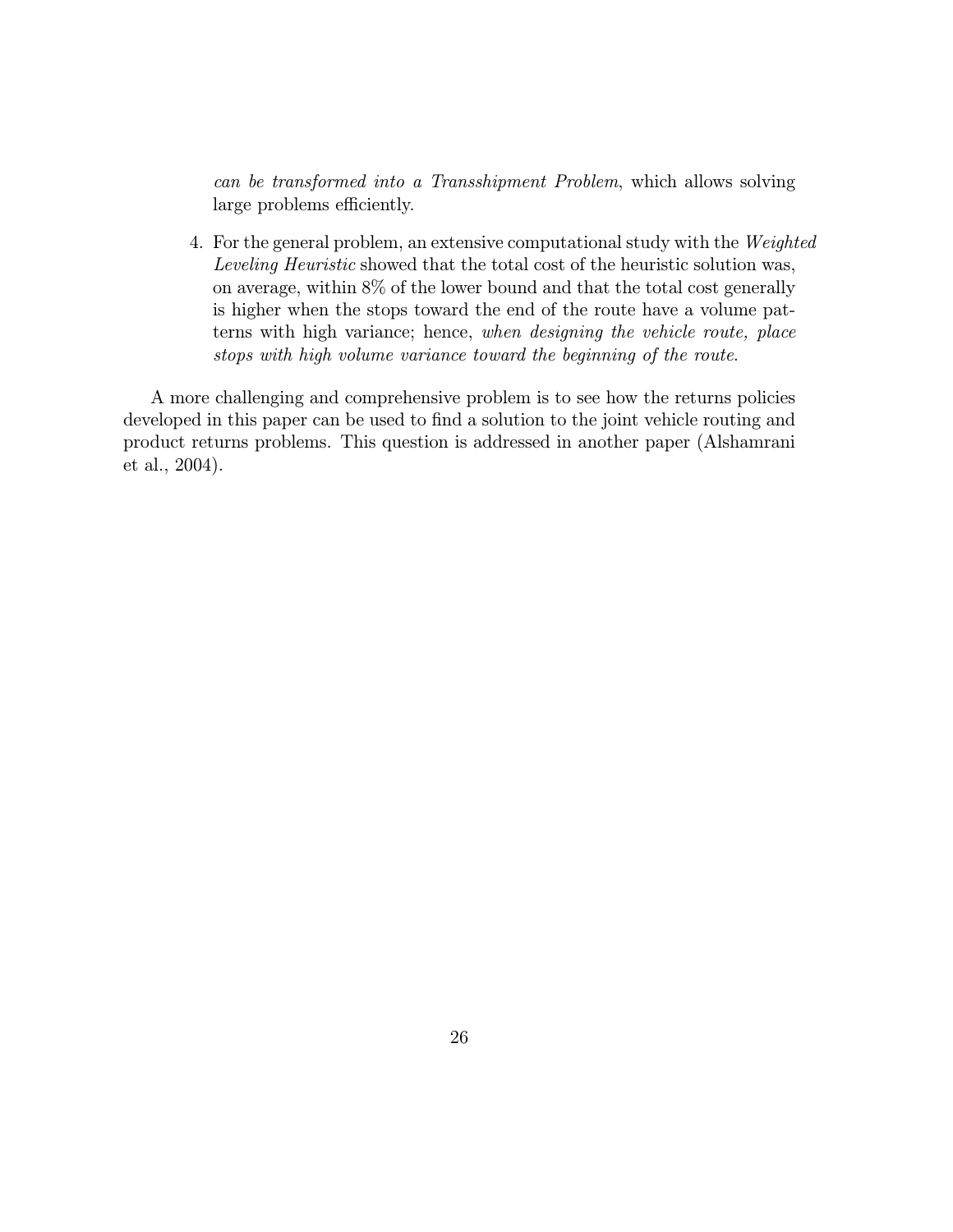*can be transformed into a Transshipment Problem*, which allows solving large problems efficiently.

4. For the general problem, an extensive computational study with the *Weighted Leveling Heuristic* showed that the total cost of the heuristic solution was, on average, within 8% of the lower bound and that the total cost generally is higher when the stops toward the end of the route have a volume patterns with high variance; hence, *when designing the vehicle route, place stops with high volume variance toward the beginning of the route*.

A more challenging and comprehensive problem is to see how the returns policies developed in this paper can be used to find a solution to the joint vehicle routing and product returns problems. This question is addressed in another paper (Alshamrani et al., 2004).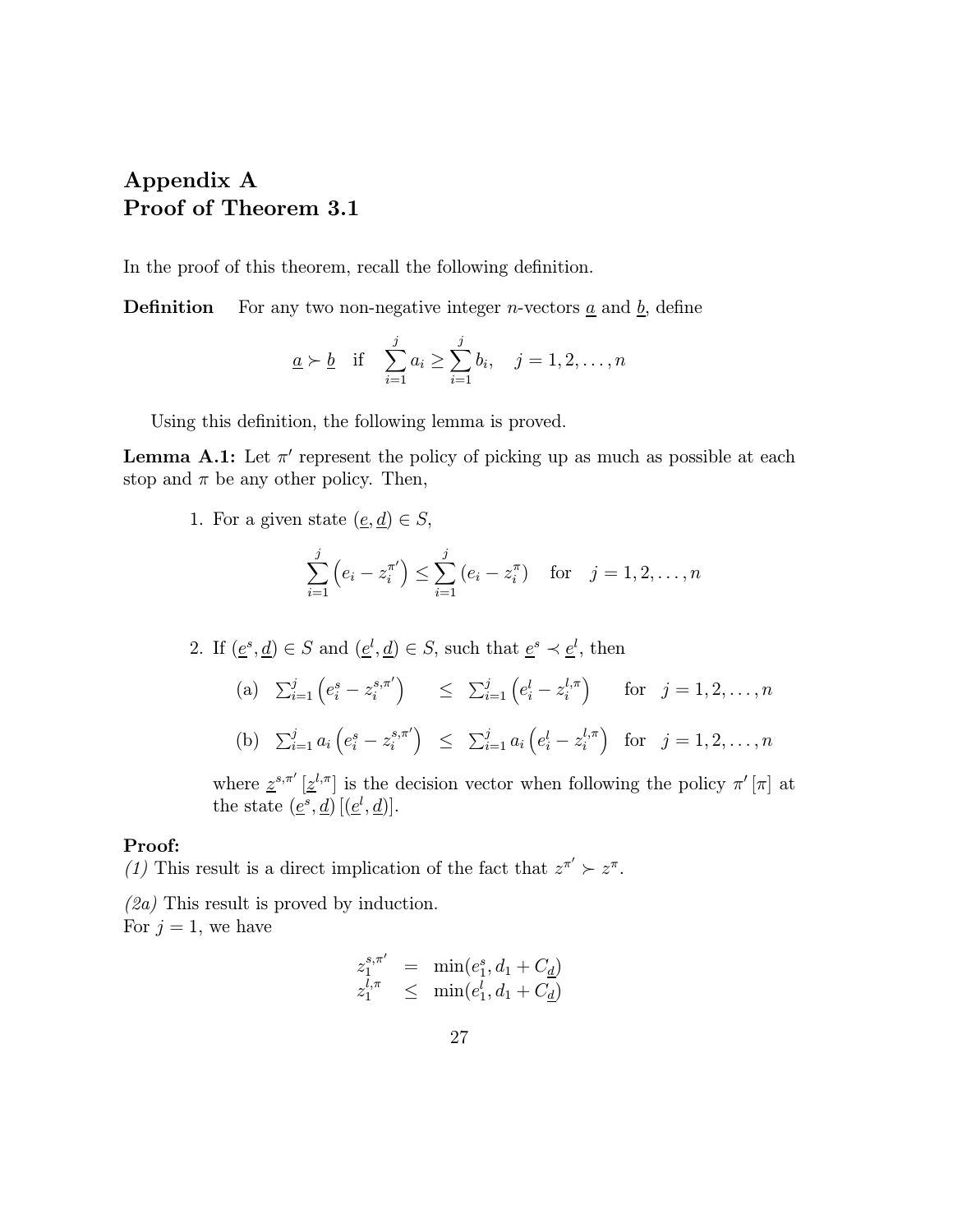# Appendix A
# Proof of Theorem 3.1

In the proof of this theorem, recall the following definition.

**Definition** For any two non-negative integer $n$-vectors $\underline{a}$ and $\underline{b}$, define

$$\underline{a} \succ \underline{b} \quad \text{if} \quad \sum_{i=1}^{j} a_i \geq \sum_{i=1}^{j} b_i, \quad j = 1, 2, \ldots, n$$

Using this definition, the following lemma is proved.

**Lemma A.1:** Let $\pi'$ represent the policy of picking up as much as possible at each stop and $\pi$ be any other policy. Then,

1. For a given state $(\underline{e}, \underline{d}) \in S$,

$$\sum_{i=1}^{j} \left( e_i - z_i^{\pi'} \right) \leq \sum_{i=1}^{j} \left( e_i - z_i^{\pi} \right) \quad \text{for} \quad j = 1, 2, \ldots, n$$

2. If $(\underline{e}^s, \underline{d}) \in S$ and $(\underline{e}^l, \underline{d}) \in S$, such that $\underline{e}^s \prec \underline{e}^l$, then

   (a) $\sum_{i=1}^{j} \left( e_i^s - z_i^{s,\pi'} \right) \leq \sum_{i=1}^{j} \left( e_i^l - z_i^{l,\pi} \right)$ for $j = 1, 2, \ldots, n$

   (b) $\sum_{i=1}^{j} a_i \left( e_i^s - z_i^{s,\pi'} \right) \leq \sum_{i=1}^{j} a_i \left( e_i^l - z_i^{l,\pi} \right)$ for $j = 1, 2, \ldots, n$

   where $\underline{z}^{s,\pi'}$ $[\underline{z}^{l,\pi}]$ is the decision vector when following the policy $\pi'$ $[\pi]$ at the state $(\underline{e}^s, \underline{d})$ $[(\underline{e}^l, \underline{d})]$.

**Proof:**
*(1)* This result is a direct implication of the fact that $z^{\pi'} \succ z^{\pi}$.

*(2a)* This result is proved by induction.
For $j = 1$, we have

$$\begin{aligned} z_1^{s,\pi'} &= \min(e_1^s, d_1 + C_{\underline{d}}) \\ z_1^{l,\pi} &\leq \min(e_1^l, d_1 + C_{\underline{d}}) \end{aligned}$$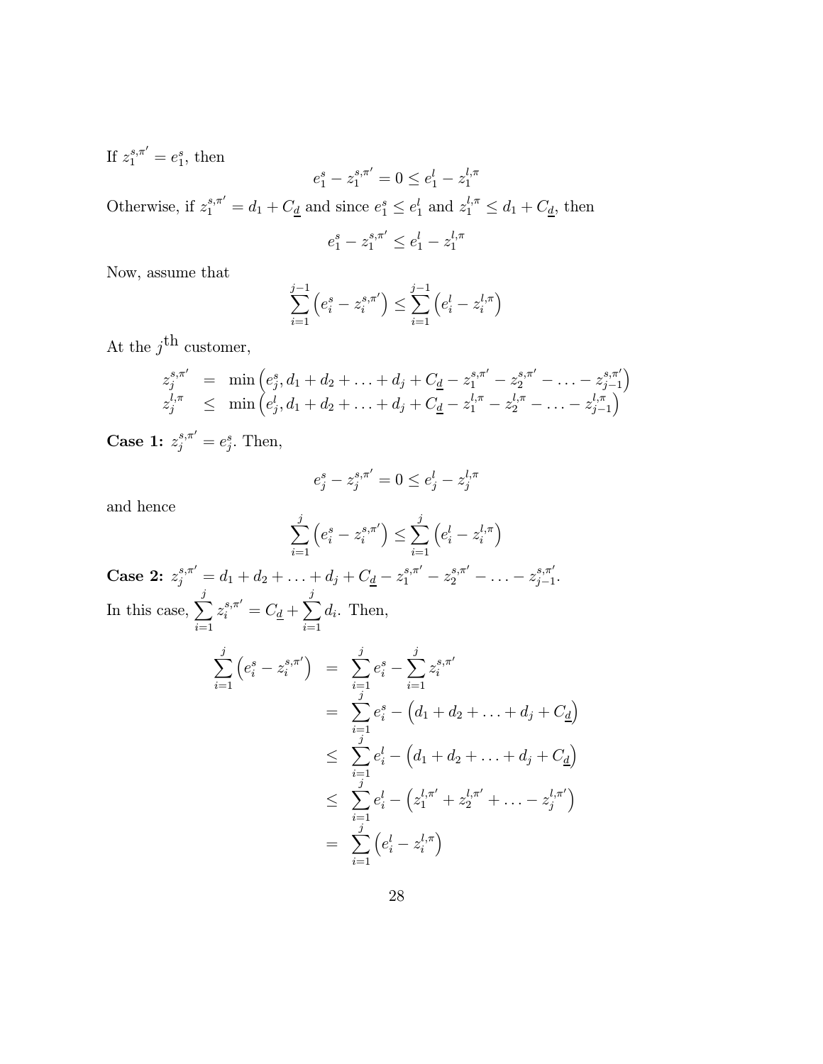If $z_1^{s,\pi'} = e_1^s$, then

$$e_1^s - z_1^{s,\pi'} = 0 \leq e_1^l - z_1^{l,\pi}$$

Otherwise, if $z_1^{s,\pi'} = d_1 + C_{\underline{d}}$ and since $e_1^s \leq e_1^l$ and $z_1^{l,\pi} \leq d_1 + C_{\underline{d}}$, then

$$e_1^s - z_1^{s,\pi'} \leq e_1^l - z_1^{l,\pi}$$

Now, assume that

$$\sum_{i=1}^{j-1} \left( e_i^s - z_i^{s,\pi'} \right) \leq \sum_{i=1}^{j-1} \left( e_i^l - z_i^{l,\pi} \right)$$

At the $j^{\text{th}}$ customer,

$$\begin{aligned}
z_j^{s,\pi'} &= \min\left( e_j^s, d_1 + d_2 + \ldots + d_j + C_{\underline{d}} - z_1^{s,\pi'} - z_2^{s,\pi'} - \ldots - z_{j-1}^{s,\pi'} \right) \\
z_j^{l,\pi} &\leq \min\left( e_j^l, d_1 + d_2 + \ldots + d_j + C_{\underline{d}} - z_1^{l,\pi} - z_2^{l,\pi} - \ldots - z_{j-1}^{l,\pi} \right)
\end{aligned}$$

**Case 1:** $z_j^{s,\pi'} = e_j^s$. Then,

$$e_j^s - z_j^{s,\pi'} = 0 \leq e_j^l - z_j^{l,\pi}$$

and hence

$$\sum_{i=1}^{j} \left( e_i^s - z_i^{s,\pi'} \right) \leq \sum_{i=1}^{j} \left( e_i^l - z_i^{l,\pi} \right)$$

**Case 2:** $z_j^{s,\pi'} = d_1 + d_2 + \ldots + d_j + C_{\underline{d}} - z_1^{s,\pi'} - z_2^{s,\pi'} - \ldots - z_{j-1}^{s,\pi'}$.

In this case, $\sum_{i=1}^{j} z_i^{s,\pi'} = C_{\underline{d}} + \sum_{i=1}^{j} d_i$. Then,

$$\begin{aligned}
\sum_{i=1}^{j} \left( e_i^s - z_i^{s,\pi'} \right) &= \sum_{i=1}^{j} e_i^s - \sum_{i=1}^{j} z_i^{s,\pi'} \\
&= \sum_{i=1}^{j} e_i^s - \left( d_1 + d_2 + \ldots + d_j + C_{\underline{d}} \right) \\
&\leq \sum_{i=1}^{j} e_i^l - \left( d_1 + d_2 + \ldots + d_j + C_{\underline{d}} \right) \\
&\leq \sum_{i=1}^{j} e_i^l - \left( z_1^{l,\pi'} + z_2^{l,\pi'} + \ldots - z_j^{l,\pi'} \right) \\
&= \sum_{i=1}^{j} \left( e_i^l - z_i^{l,\pi} \right)
\end{aligned}$$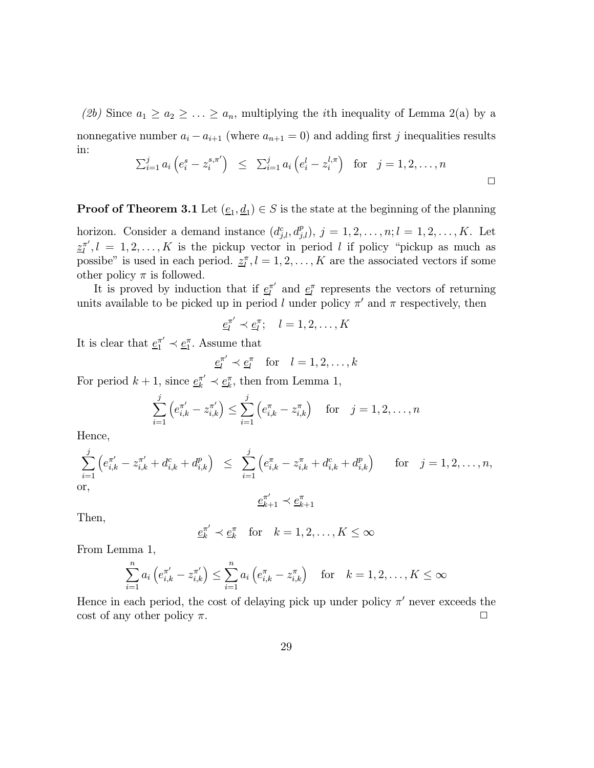*(2b)* Since $a_1 \geq a_2 \geq \ldots \geq a_n$, multiplying the $i$th inequality of Lemma 2(a) by a nonnegative number $a_i - a_{i+1}$ (where $a_{n+1} = 0$) and adding first $j$ inequalities results in:

$$\sum_{i=1}^{j} a_i \left( e_i^s - z_i^{s,\pi'} \right) \leq \sum_{i=1}^{j} a_i \left( e_i^l - z_i^{l,\pi} \right) \quad \text{for} \quad j = 1, 2, \ldots, n$$

□

**Proof of Theorem 3.1** Let $(\underline{e}_1, \underline{d}_1) \in S$ is the state at the beginning of the planning horizon. Consider a demand instance $(d_{j,l}^c, d_{j,l}^p)$, $j = 1, 2, \ldots, n; l = 1, 2, \ldots, K$. Let $\underline{z}_l^{\pi'}, l = 1, 2, \ldots, K$ is the pickup vector in period $l$ if policy "pickup as much as possibe" is used in each period. $\underline{z}_l^{\pi}, l = 1, 2, \ldots, K$ are the associated vectors if some other policy $\pi$ is followed.

It is proved by induction that if $\underline{e}_l^{\pi'}$ and $\underline{e}_l^{\pi}$ represents the vectors of returning units available to be picked up in period $l$ under policy $\pi'$ and $\pi$ respectively, then

$$\underline{e}_l^{\pi'} \prec \underline{e}_l^{\pi}; \quad l = 1, 2, \ldots, K$$

It is clear that $\underline{e}_1^{\pi'} \prec \underline{e}_1^{\pi}$. Assume that

$$\underline{e}_l^{\pi'} \prec \underline{e}_l^{\pi} \quad \text{for} \quad l = 1, 2, \ldots, k$$

For period $k+1$, since $\underline{e}_k^{\pi'} \prec \underline{e}_k^{\pi}$, then from Lemma 1,

$$\sum_{i=1}^{j} \left( e_{i,k}^{\pi'} - z_{i,k}^{\pi'} \right) \leq \sum_{i=1}^{j} \left( e_{i,k}^{\pi} - z_{i,k}^{\pi} \right) \quad \text{for} \quad j = 1, 2, \ldots, n$$

Hence,

$$\sum_{i=1}^{j} \left( e_{i,k}^{\pi'} - z_{i,k}^{\pi'} + d_{i,k}^c + d_{i,k}^p \right) \leq \sum_{i=1}^{j} \left( e_{i,k}^{\pi} - z_{i,k}^{\pi} + d_{i,k}^c + d_{i,k}^p \right) \quad \text{for} \quad j = 1, 2, \ldots, n,$$

or,

$$\underline{e}_{k+1}^{\pi'} \prec \underline{e}_{k+1}^{\pi}$$

Then,

$$\underline{e}_k^{\pi'} \prec \underline{e}_k^{\pi} \quad \text{for} \quad k = 1, 2, \ldots, K \leq \infty$$

From Lemma 1,

$$\sum_{i=1}^{n} a_i \left( e_{i,k}^{\pi'} - z_{i,k}^{\pi'} \right) \leq \sum_{i=1}^{n} a_i \left( e_{i,k}^{\pi} - z_{i,k}^{\pi} \right) \quad \text{for} \quad k = 1, 2, \ldots, K \leq \infty$$

Hence in each period, the cost of delaying pick up under policy $\pi'$ never exceeds the cost of any other policy $\pi$. □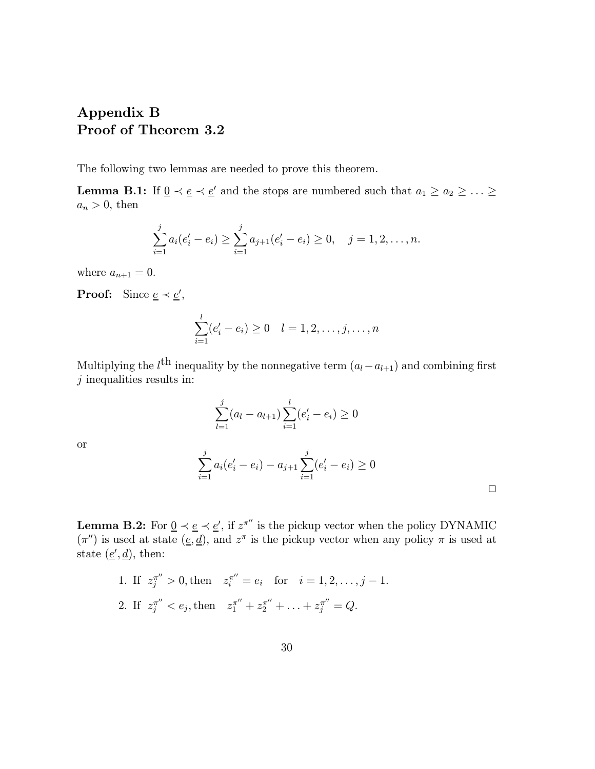# Appendix B
# Proof of Theorem 3.2

The following two lemmas are needed to prove this theorem.

**Lemma B.1:** If $\underline{0} \prec \underline{e} \prec \underline{e}'$ and the stops are numbered such that $a_1 \geq a_2 \geq \ldots \geq a_n > 0$, then

$$\sum_{i=1}^{j} a_i(e_i' - e_i) \geq \sum_{i=1}^{j} a_{j+1}(e_i' - e_i) \geq 0, \quad j = 1, 2, \ldots, n.$$

where $a_{n+1} = 0$.

**Proof:** Since $\underline{e} \prec \underline{e}'$,

$$\sum_{i=1}^{l}(e_i' - e_i) \geq 0 \quad l = 1, 2, \ldots, j, \ldots, n$$

Multiplying the $l^{\text{th}}$ inequality by the nonnegative term $(a_l - a_{l+1})$ and combining first $j$ inequalities results in:

$$\sum_{l=1}^{j}(a_l - a_{l+1}) \sum_{i=1}^{l}(e_i' - e_i) \geq 0$$

or

$$\sum_{i=1}^{j} a_i(e_i' - e_i) - a_{j+1} \sum_{i=1}^{j}(e_i' - e_i) \geq 0$$

□

**Lemma B.2:** For $\underline{0} \prec \underline{e} \prec \underline{e}'$, if $z^{\pi''}$ is the pickup vector when the policy DYNAMIC ($\pi''$) is used at state $(\underline{e}, \underline{d})$, and $z^{\pi}$ is the pickup vector when any policy $\pi$ is used at state $(\underline{e}', \underline{d})$, then:

1. If $z_j^{\pi''} > 0$, then $\quad z_i^{\pi''} = e_i \quad$ for $\quad i = 1, 2, \ldots, j-1$.
2. If $z_j^{\pi''} < e_j$, then $\quad z_1^{\pi''} + z_2^{\pi''} + \ldots + z_j^{\pi''} = Q$.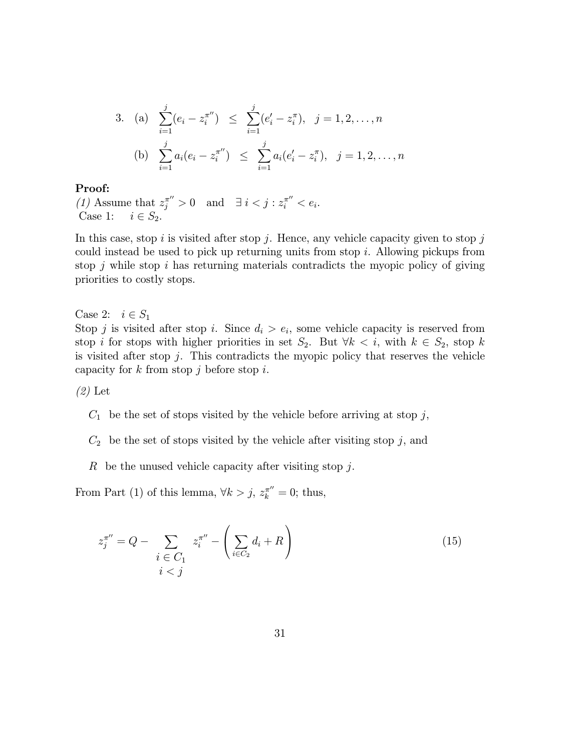3. (a) $\displaystyle\sum_{i=1}^{j}(e_i - z_i^{\pi''}) \;\leq\; \sum_{i=1}^{j}(e'_i - z_i^{\pi}), \quad j = 1, 2, \ldots, n$

   (b) $\displaystyle\sum_{i=1}^{j} a_i(e_i - z_i^{\pi''}) \;\leq\; \sum_{i=1}^{j} a_i(e'_i - z_i^{\pi}), \quad j = 1, 2, \ldots, n$

**Proof:**
*(1)* Assume that $z_j^{\pi''} > 0$ and $\exists\, i < j : z_i^{\pi''} < e_i$.
Case 1: $i \in S_2$.

In this case, stop $i$ is visited after stop $j$. Hence, any vehicle capacity given to stop $j$ could instead be used to pick up returning units from stop $i$. Allowing pickups from stop $j$ while stop $i$ has returning materials contradicts the myopic policy of giving priorities to costly stops.

Case 2: $i \in S_1$
Stop $j$ is visited after stop $i$. Since $d_i > e_i$, some vehicle capacity is reserved from stop $i$ for stops with higher priorities in set $S_2$. But $\forall k < i$, with $k \in S_2$, stop $k$ is visited after stop $j$. This contradicts the myopic policy that reserves the vehicle capacity for $k$ from stop $j$ before stop $i$.

*(2)* Let

$C_1$ be the set of stops visited by the vehicle before arriving at stop $j$,

$C_2$ be the set of stops visited by the vehicle after visiting stop $j$, and

$R$ be the unused vehicle capacity after visiting stop $j$.

From Part (1) of this lemma, $\forall k > j$, $z_k^{\pi''} = 0$; thus,

$$z_j^{\pi''} = Q - \sum_{\substack{i \in C_1 \\ i < j}} z_i^{\pi''} - \left( \sum_{i \in C_2} d_i + R \right) \tag{15}$$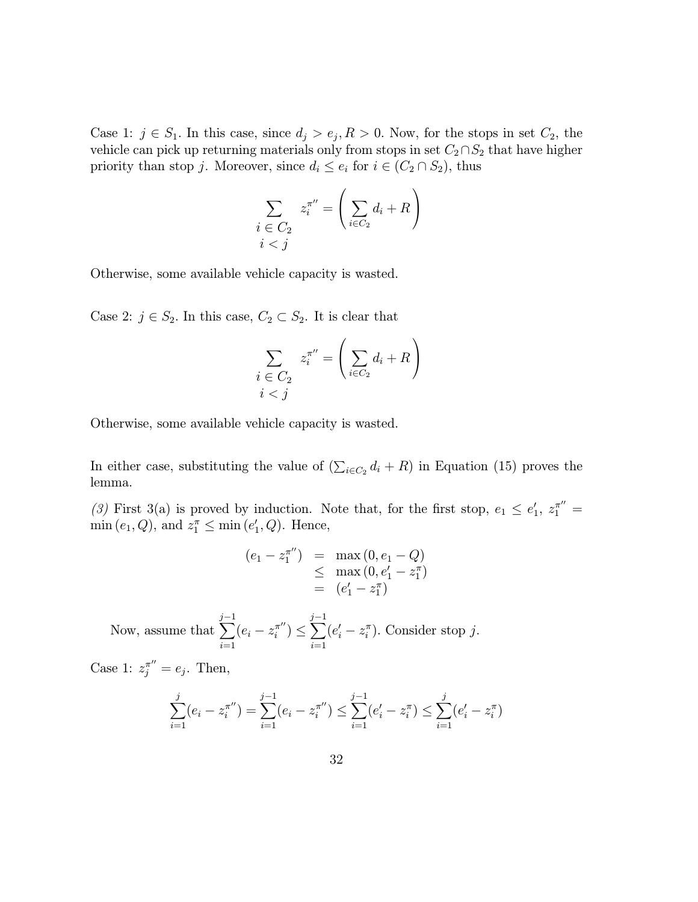Case 1: $j \in S_1$. In this case, since $d_j > e_j, R > 0$. Now, for the stops in set $C_2$, the vehicle can pick up returning materials only from stops in set $C_2 \cap S_2$ that have higher priority than stop $j$. Moreover, since $d_i \leq e_i$ for $i \in (C_2 \cap S_2)$, thus

$$\sum_{\substack{i \in C_2 \\ i < j}} z_i^{\pi''} = \left( \sum_{i \in C_2} d_i + R \right)$$

Otherwise, some available vehicle capacity is wasted.

Case 2: $j \in S_2$. In this case, $C_2 \subset S_2$. It is clear that

$$\sum_{\substack{i \in C_2 \\ i < j}} z_i^{\pi''} = \left( \sum_{i \in C_2} d_i + R \right)$$

Otherwise, some available vehicle capacity is wasted.

In either case, substituting the value of $(\sum_{i \in C_2} d_i + R)$ in Equation (15) proves the lemma.

*(3)* First 3(a) is proved by induction. Note that, for the first stop, $e_1 \leq e'_1$, $z_1^{\pi''} = \min(e_1, Q)$, and $z_1^{\pi} \leq \min(e'_1, Q)$. Hence,

$$\begin{aligned} (e_1 - z_1^{\pi''}) &= \max(0, e_1 - Q) \\ &\leq \max(0, e'_1 - z_1^{\pi}) \\ &= (e'_1 - z_1^{\pi}) \end{aligned}$$

Now, assume that $\sum_{i=1}^{j-1} (e_i - z_i^{\pi''}) \leq \sum_{i=1}^{j-1} (e'_i - z_i^{\pi})$. Consider stop $j$.

Case 1: $z_j^{\pi''} = e_j$. Then,

$$\sum_{i=1}^{j} (e_i - z_i^{\pi''}) = \sum_{i=1}^{j-1} (e_i - z_i^{\pi''}) \leq \sum_{i=1}^{j-1} (e'_i - z_i^{\pi}) \leq \sum_{i=1}^{j} (e'_i - z_i^{\pi})$$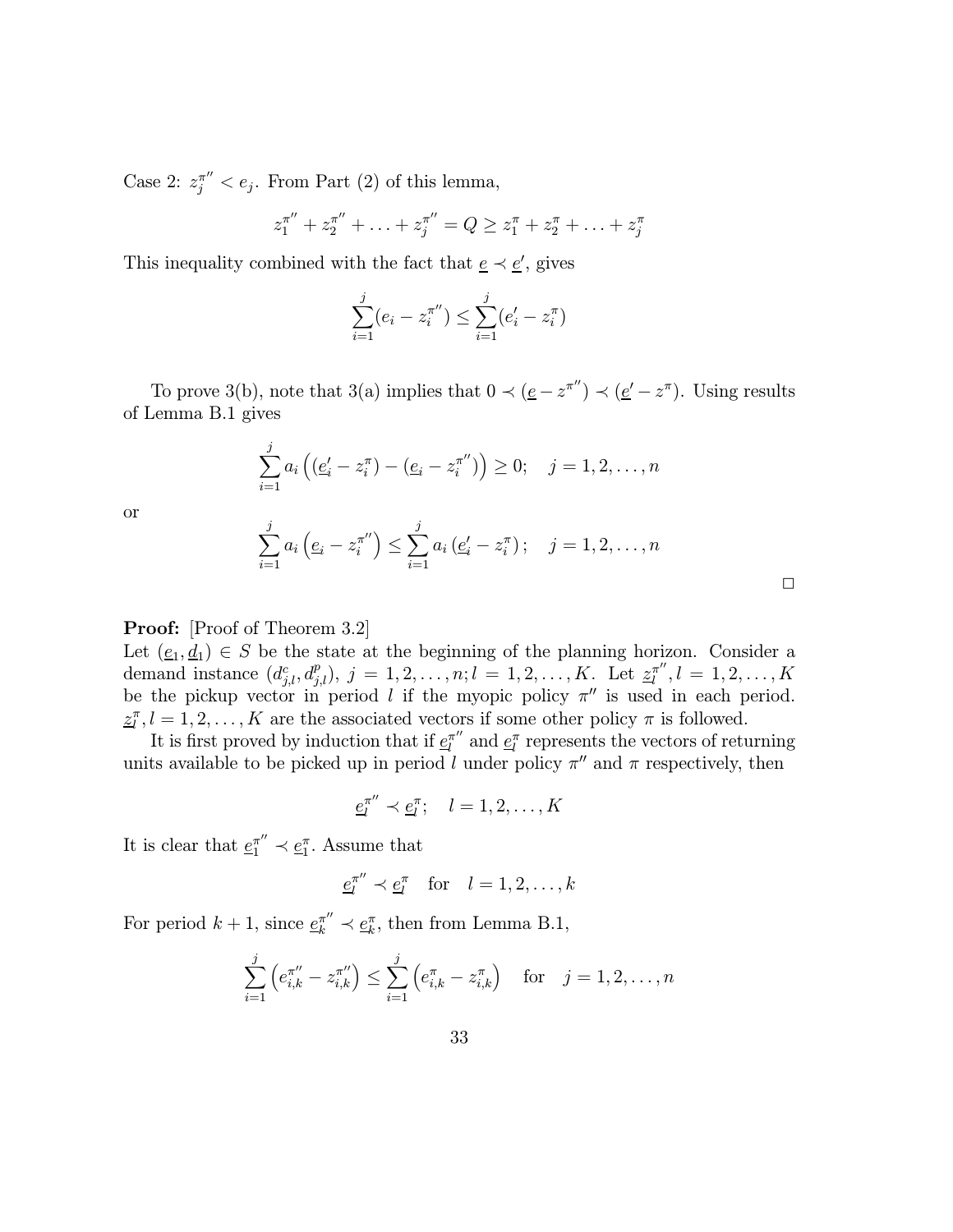Case 2: $z_j^{\pi''} < e_j$. From Part (2) of this lemma,

$$z_1^{\pi''} + z_2^{\pi''} + \ldots + z_j^{\pi''} = Q \geq z_1^{\pi} + z_2^{\pi} + \ldots + z_j^{\pi}$$

This inequality combined with the fact that $\underline{e} \prec \underline{e}'$, gives

$$\sum_{i=1}^{j}(e_i - z_i^{\pi''}) \leq \sum_{i=1}^{j}(e'_i - z_i^{\pi})$$

To prove 3(b), note that 3(a) implies that $0 \prec (\underline{e} - z^{\pi''}) \prec (\underline{e}' - z^{\pi})$. Using results of Lemma B.1 gives

$$\sum_{i=1}^{j} a_i \left( (\underline{e}'_i - z_i^{\pi}) - (\underline{e}_i - z_i^{\pi''}) \right) \geq 0; \quad j = 1, 2, \ldots, n$$

or

$$\sum_{i=1}^{j} a_i \left( \underline{e}_i - z_i^{\pi''} \right) \leq \sum_{i=1}^{j} a_i \left( \underline{e}'_i - z_i^{\pi} \right); \quad j = 1, 2, \ldots, n$$

□

**Proof:** [Proof of Theorem 3.2]
Let $(\underline{e}_1, \underline{d}_1) \in S$ be the state at the beginning of the planning horizon. Consider a demand instance $(d_{j,l}^c, d_{j,l}^p)$, $j = 1, 2, \ldots, n; l = 1, 2, \ldots, K$. Let $\underline{z}_l^{\pi''}, l = 1, 2, \ldots, K$ be the pickup vector in period $l$ if the myopic policy $\pi''$ is used in each period. $\underline{z}_l^{\pi}, l = 1, 2, \ldots, K$ are the associated vectors if some other policy $\pi$ is followed.

It is first proved by induction that if $\underline{e}_l^{\pi''}$ and $\underline{e}_l^{\pi}$ represents the vectors of returning units available to be picked up in period $l$ under policy $\pi''$ and $\pi$ respectively, then

$$\underline{e}_l^{\pi''} \prec \underline{e}_l^{\pi}; \quad l = 1, 2, \ldots, K$$

It is clear that $\underline{e}_1^{\pi''} \prec \underline{e}_1^{\pi}$. Assume that

$$\underline{e}_l^{\pi''} \prec \underline{e}_l^{\pi} \quad \text{for} \quad l = 1, 2, \ldots, k$$

For period $k+1$, since $\underline{e}_k^{\pi''} \prec \underline{e}_k^{\pi}$, then from Lemma B.1,

$$\sum_{i=1}^{j} \left( e_{i,k}^{\pi''} - z_{i,k}^{\pi''} \right) \leq \sum_{i=1}^{j} \left( e_{i,k}^{\pi} - z_{i,k}^{\pi} \right) \quad \text{for} \quad j = 1, 2, \ldots, n$$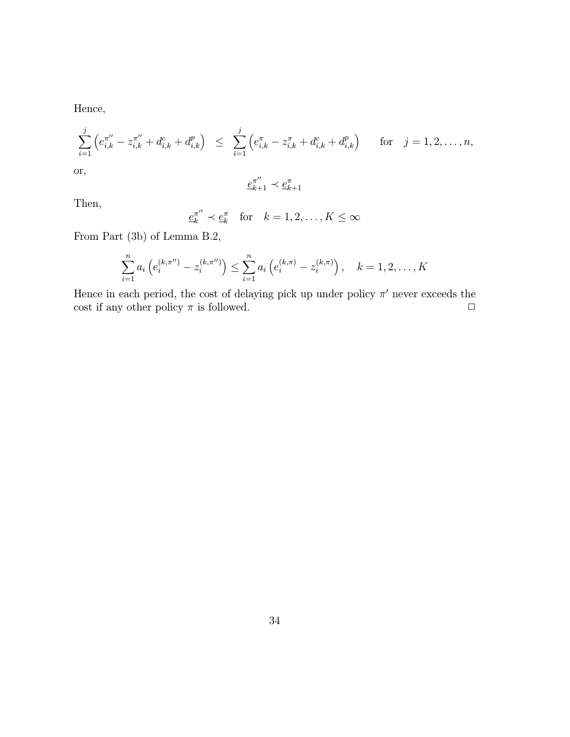Hence,

$$\sum_{i=1}^{j}\left(e_{i,k}^{\pi''} - z_{i,k}^{\pi''} + d_{i,k}^{c} + d_{i,k}^{p}\right) \;\; \leq \;\; \sum_{i=1}^{j}\left(e_{i,k}^{\pi} - z_{i,k}^{\pi} + d_{i,k}^{c} + d_{i,k}^{p}\right) \qquad \text{for} \quad j = 1, 2, \ldots, n,$$

or,

$$\underline{e}_{k+1}^{\pi''} \prec \underline{e}_{k+1}^{\pi}$$

Then,

$$\underline{e}_{k}^{\pi''} \prec \underline{e}_{k}^{\pi} \quad \text{for} \quad k = 1, 2, \ldots, K \leq \infty$$

From Part (3b) of Lemma B.2,

$$\sum_{i=1}^{n} a_i \left(e_i^{(k,\pi'')} - z_i^{(k,\pi'')}\right) \leq \sum_{i=1}^{n} a_i \left(e_i^{(k,\pi)} - z_i^{(k,\pi)}\right), \quad k = 1, 2, \ldots, K$$

Hence in each period, the cost of delaying pick up under policy $\pi'$ never exceeds the cost if any other policy $\pi$ is followed. □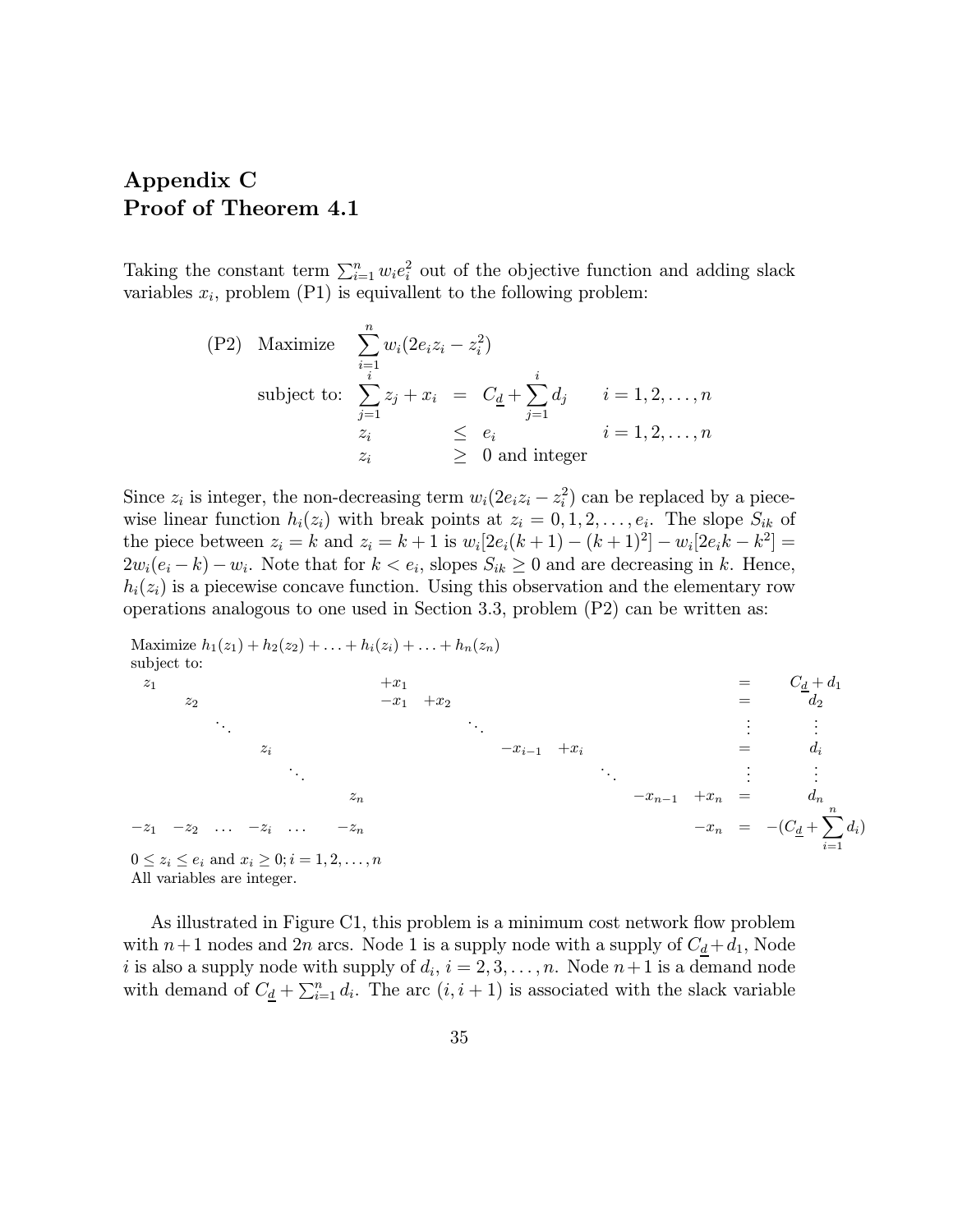# Appendix C
# Proof of Theorem 4.1

Taking the constant term $\sum_{i=1}^{n} w_i e_i^2$ out of the objective function and adding slack variables $x_i$, problem (P1) is equivallent to the following problem:

$$
\begin{array}{llcll}
\text{(P2)} & \text{Maximize} & \displaystyle\sum_{i=1}^{n} w_i(2e_i z_i - z_i^2) & & \\
& \text{subject to:} & \displaystyle\sum_{j=1}^{i} z_j + x_i & = & C_{\underline{d}} + \displaystyle\sum_{j=1}^{i} d_j \qquad i = 1, 2, \ldots, n \\
& & z_i & \leq & e_i \qquad\qquad\qquad\; i = 1, 2, \ldots, n \\
& & z_i & \geq & 0 \text{ and integer}
\end{array}
$$

Since $z_i$ is integer, the non-decreasing term $w_i(2e_i z_i - z_i^2)$ can be replaced by a piecewise linear function $h_i(z_i)$ with break points at $z_i = 0, 1, 2, \ldots, e_i$. The slope $S_{ik}$ of the piece between $z_i = k$ and $z_i = k+1$ is $w_i[2e_i(k+1) - (k+1)^2] - w_i[2e_i k - k^2] = 2w_i(e_i - k) - w_i$. Note that for $k < e_i$, slopes $S_{ik} \geq 0$ and are decreasing in $k$. Hence, $h_i(z_i)$ is a piecewise concave function. Using this observation and the elementary row operations analogous to one used in Section 3.3, problem (P2) can be written as:

Maximize $h_1(z_1) + h_2(z_2) + \ldots + h_i(z_i) + \ldots + h_n(z_n)$
subject to:

$$
\begin{array}{cccccccccccccc}
z_1 & & & & & & +x_1 & & & & & & = & C_{\underline{d}} + d_1 \\
& z_2 & & & & & -x_1 & +x_2 & & & & & = & d_2 \\
& & \ddots & & & & & & \ddots & & & & \vdots & \vdots \\
& & & z_i & & & & & -x_{i-1} & +x_i & & & = & d_i \\
& & & & \ddots & & & & & & \ddots & & \vdots & \vdots \\
& & & & & z_n & & & & & -x_{n-1} & +x_n & = & d_n \\
-z_1 & -z_2 & \ldots & -z_i & \ldots & -z_n & & & & & & -x_n & = & -(C_{\underline{d}} + \displaystyle\sum_{i=1}^{n} d_i)
\end{array}
$$

$0 \leq z_i \leq e_i$ and $x_i \geq 0; i = 1, 2, \ldots, n$
All variables are integer.

As illustrated in Figure C1, this problem is a minimum cost network flow problem with $n+1$ nodes and $2n$ arcs. Node 1 is a supply node with a supply of $C_{\underline{d}} + d_1$, Node $i$ is also a supply node with supply of $d_i$, $i = 2, 3, \ldots, n$. Node $n+1$ is a demand node with demand of $C_{\underline{d}} + \sum_{i=1}^{n} d_i$. The arc $(i, i+1)$ is associated with the slack variable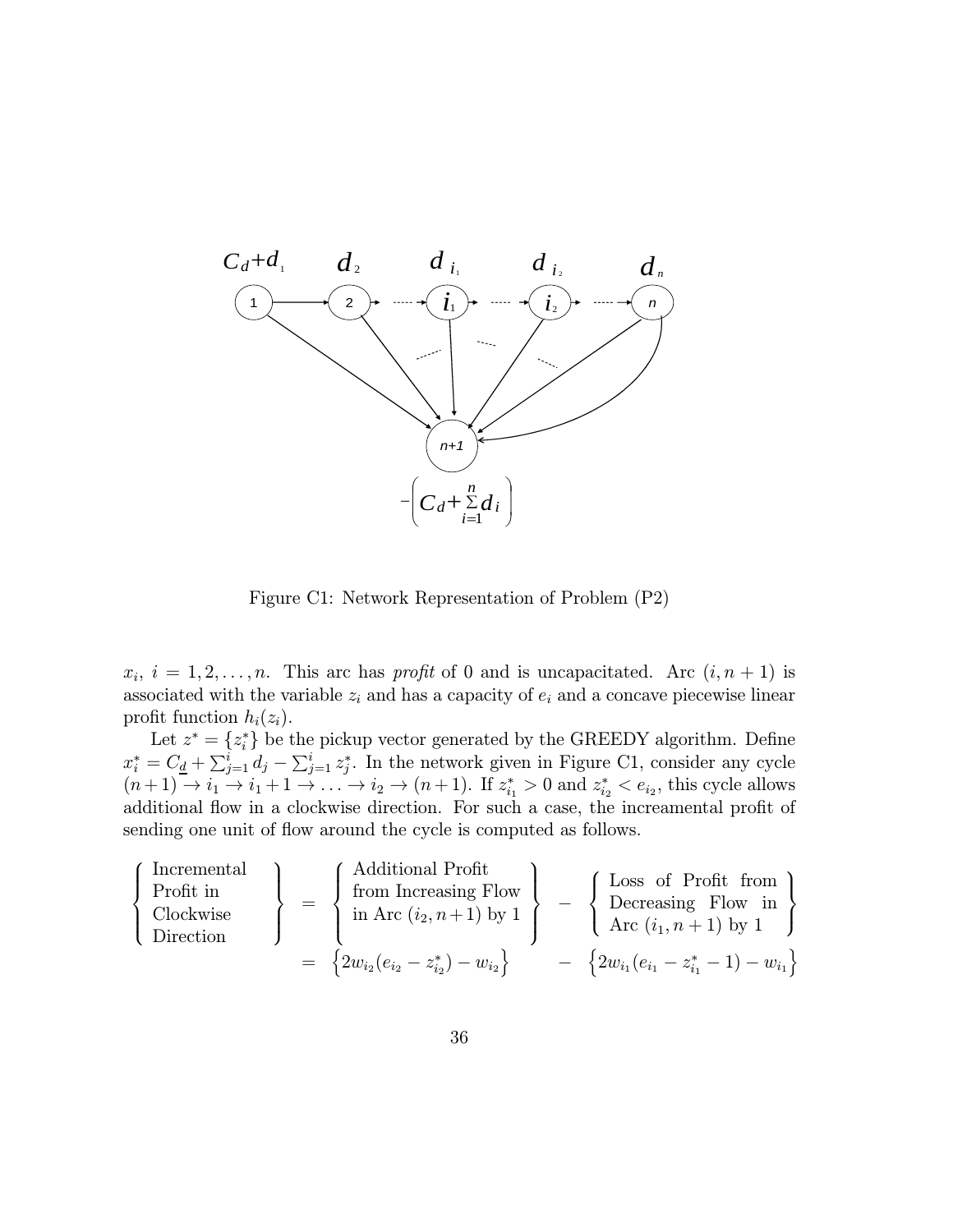Figure C1: Network Representation of Problem (P2)

$x_i$, $i = 1, 2, \ldots, n$. This arc has *profit* of 0 and is uncapacitated. Arc $(i, n+1)$ is associated with the variable $z_i$ and has a capacity of $e_i$ and a concave piecewise linear profit function $h_i(z_i)$.

Let $z^* = \{z_i^*\}$ be the pickup vector generated by the GREEDY algorithm. Define $x_i^* = C_{\underline{d}} + \sum_{j=1}^{i} d_j - \sum_{j=1}^{i} z_j^*$. In the network given in Figure C1, consider any cycle $(n+1) \to i_1 \to i_1+1 \to \ldots \to i_2 \to (n+1)$. If $z_{i_1}^* > 0$ and $z_{i_2}^* < e_{i_2}$, this cycle allows additional flow in a clockwise direction. For such a case, the increamental profit of sending one unit of flow around the cycle is computed as follows.

$$
\left\{ \begin{array}{l} \text{Incremental} \\ \text{Profit in} \\ \text{Clockwise} \\ \text{Direction} \end{array} \right\} = \left\{ \begin{array}{l} \text{Additional Profit} \\ \text{from Increasing Flow} \\ \text{in Arc } (i_2, n+1) \text{ by 1} \end{array} \right\} - \left\{ \begin{array}{l} \text{Loss of Profit from} \\ \text{Decreasing Flow in} \\ \text{Arc } (i_1, n+1) \text{ by 1} \end{array} \right\}
$$

$$
= \left\{ 2w_{i_2}(e_{i_2} - z_{i_2}^*) - w_{i_2} \right\} - \left\{ 2w_{i_1}(e_{i_1} - z_{i_1}^* - 1) - w_{i_1} \right\}
$$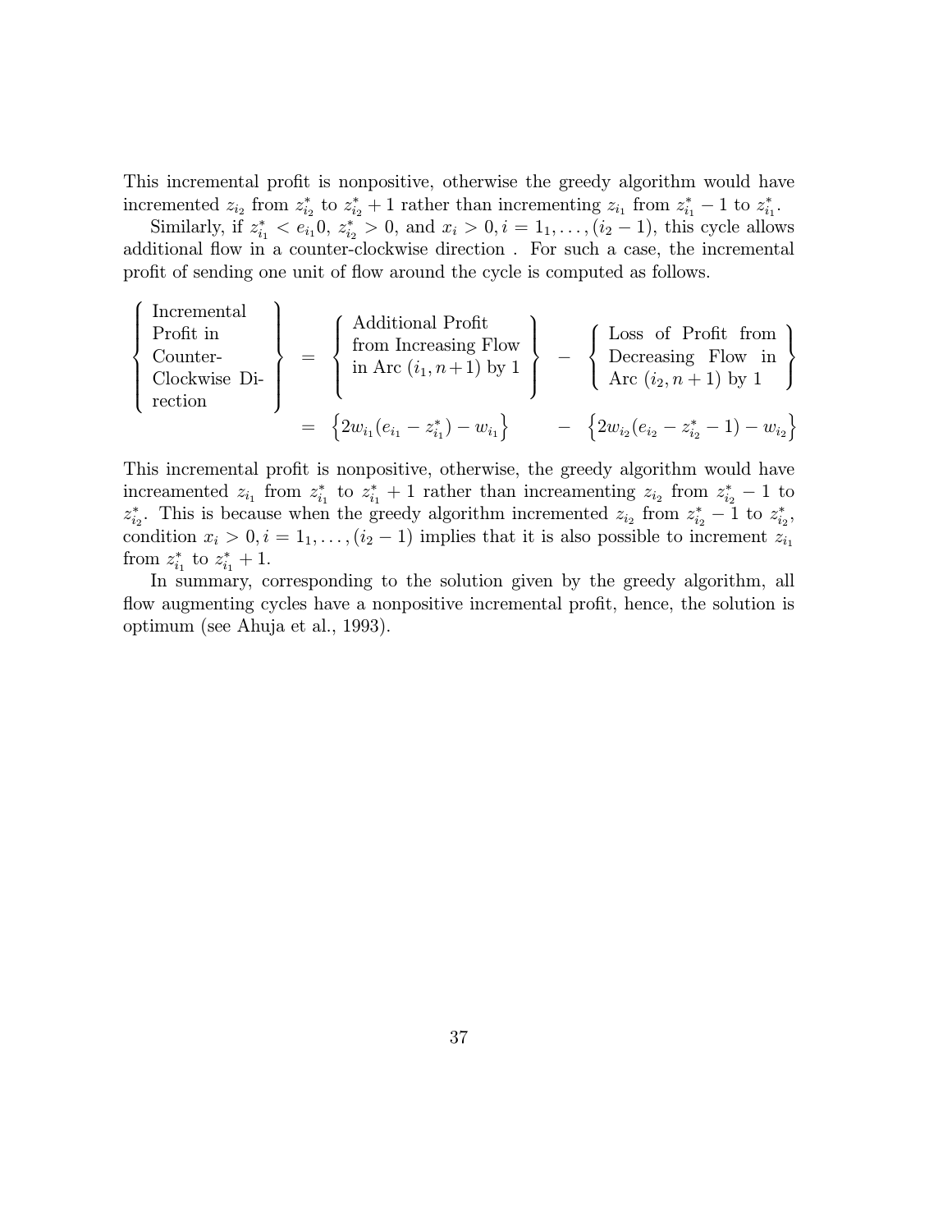This incremental profit is nonpositive, otherwise the greedy algorithm would have incremented $z_{i_2}$ from $z^*_{i_2}$ to $z^*_{i_2}+1$ rather than incrementing $z_{i_1}$ from $z^*_{i_1}-1$ to $z^*_{i_1}$.

Similarly, if $z^*_{i_1} < e_{i_1}0$, $z^*_{i_2} > 0$, and $x_i > 0, i = 1_1, \ldots, (i_2 - 1)$, this cycle allows additional flow in a counter-clockwise direction . For such a case, the incremental profit of sending one unit of flow around the cycle is computed as follows.

$$
\left\{ \begin{array}{l} \text{Incremental} \\ \text{Profit in} \\ \text{Counter-} \\ \text{Clockwise Di-} \\ \text{rection} \end{array} \right\} = \left\{ \begin{array}{l} \text{Additional Profit} \\ \text{from Increasing Flow} \\ \text{in Arc } (i_1, n+1) \text{ by } 1 \end{array} \right\} - \left\{ \begin{array}{l} \text{Loss of Profit from} \\ \text{Decreasing Flow in} \\ \text{Arc } (i_2, n+1) \text{ by } 1 \end{array} \right\}
$$

$$
= \left\{ 2w_{i_1}(e_{i_1} - z^*_{i_1}) - w_{i_1} \right\} \qquad - \left\{ 2w_{i_2}(e_{i_2} - z^*_{i_2} - 1) - w_{i_2} \right\}
$$

This incremental profit is nonpositive, otherwise, the greedy algorithm would have increamented $z_{i_1}$ from $z^*_{i_1}$ to $z^*_{i_1}+1$ rather than increamenting $z_{i_2}$ from $z^*_{i_2}-1$ to $z^*_{i_2}$. This is because when the greedy algorithm incremented $z_{i_2}$ from $z^*_{i_2}-1$ to $z^*_{i_2}$, condition $x_i > 0, i = 1_1, \ldots, (i_2 - 1)$ implies that it is also possible to increment $z_{i_1}$ from $z^*_{i_1}$ to $z^*_{i_1}+1$.

In summary, corresponding to the solution given by the greedy algorithm, all flow augmenting cycles have a nonpositive incremental profit, hence, the solution is optimum (see Ahuja et al., 1993).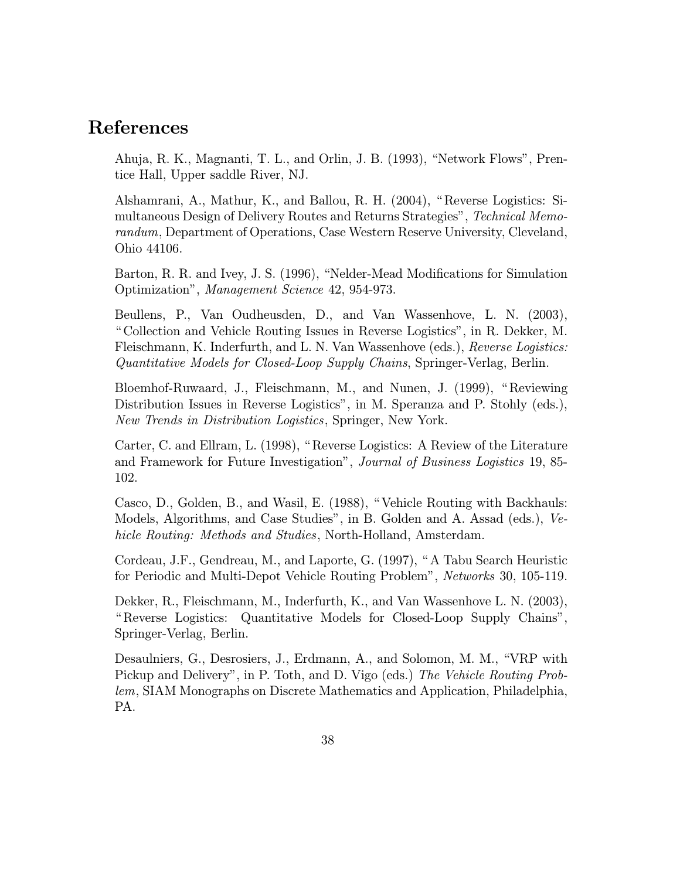# References

Ahuja, R. K., Magnanti, T. L., and Orlin, J. B. (1993), "Network Flows", Prentice Hall, Upper saddle River, NJ.

Alshamrani, A., Mathur, K., and Ballou, R. H. (2004), "Reverse Logistics: Simultaneous Design of Delivery Routes and Returns Strategies", *Technical Memorandum*, Department of Operations, Case Western Reserve University, Cleveland, Ohio 44106.

Barton, R. R. and Ivey, J. S. (1996), "Nelder-Mead Modifications for Simulation Optimization", *Management Science* 42, 954-973.

Beullens, P., Van Oudheusden, D., and Van Wassenhove, L. N. (2003), "Collection and Vehicle Routing Issues in Reverse Logistics", in R. Dekker, M. Fleischmann, K. Inderfurth, and L. N. Van Wassenhove (eds.), *Reverse Logistics: Quantitative Models for Closed-Loop Supply Chains*, Springer-Verlag, Berlin.

Bloemhof-Ruwaard, J., Fleischmann, M., and Nunen, J. (1999), "Reviewing Distribution Issues in Reverse Logistics", in M. Speranza and P. Stohly (eds.), *New Trends in Distribution Logistics*, Springer, New York.

Carter, C. and Ellram, L. (1998), "Reverse Logistics: A Review of the Literature and Framework for Future Investigation", *Journal of Business Logistics* 19, 85-102.

Casco, D., Golden, B., and Wasil, E. (1988), "Vehicle Routing with Backhauls: Models, Algorithms, and Case Studies", in B. Golden and A. Assad (eds.), *Vehicle Routing: Methods and Studies*, North-Holland, Amsterdam.

Cordeau, J.F., Gendreau, M., and Laporte, G. (1997), "A Tabu Search Heuristic for Periodic and Multi-Depot Vehicle Routing Problem", *Networks* 30, 105-119.

Dekker, R., Fleischmann, M., Inderfurth, K., and Van Wassenhove L. N. (2003), "Reverse Logistics: Quantitative Models for Closed-Loop Supply Chains", Springer-Verlag, Berlin.

Desaulniers, G., Desrosiers, J., Erdmann, A., and Solomon, M. M., "VRP with Pickup and Delivery", in P. Toth, and D. Vigo (eds.) *The Vehicle Routing Problem*, SIAM Monographs on Discrete Mathematics and Application, Philadelphia, PA.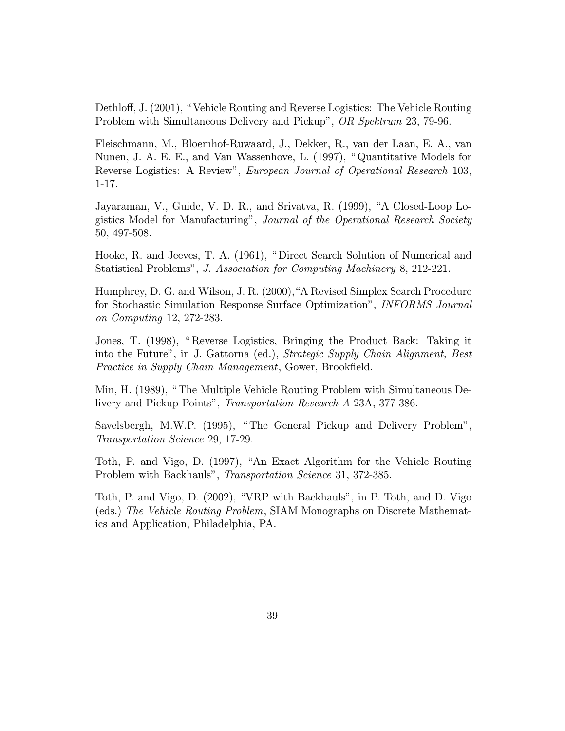Dethloff, J. (2001), "Vehicle Routing and Reverse Logistics: The Vehicle Routing Problem with Simultaneous Delivery and Pickup", *OR Spektrum* 23, 79-96.

Fleischmann, M., Bloemhof-Ruwaard, J., Dekker, R., van der Laan, E. A., van Nunen, J. A. E. E., and Van Wassenhove, L. (1997), "Quantitative Models for Reverse Logistics: A Review", *European Journal of Operational Research* 103, 1-17.

Jayaraman, V., Guide, V. D. R., and Srivatva, R. (1999), "A Closed-Loop Logistics Model for Manufacturing", *Journal of the Operational Research Society* 50, 497-508.

Hooke, R. and Jeeves, T. A. (1961), "Direct Search Solution of Numerical and Statistical Problems", *J. Association for Computing Machinery* 8, 212-221.

Humphrey, D. G. and Wilson, J. R. (2000),"A Revised Simplex Search Procedure for Stochastic Simulation Response Surface Optimization", *INFORMS Journal on Computing* 12, 272-283.

Jones, T. (1998), "Reverse Logistics, Bringing the Product Back: Taking it into the Future", in J. Gattorna (ed.), *Strategic Supply Chain Alignment, Best Practice in Supply Chain Management*, Gower, Brookfield.

Min, H. (1989), "The Multiple Vehicle Routing Problem with Simultaneous Delivery and Pickup Points", *Transportation Research A* 23A, 377-386.

Savelsbergh, M.W.P. (1995), "The General Pickup and Delivery Problem", *Transportation Science* 29, 17-29.

Toth, P. and Vigo, D. (1997), "An Exact Algorithm for the Vehicle Routing Problem with Backhauls", *Transportation Science* 31, 372-385.

Toth, P. and Vigo, D. (2002), "VRP with Backhauls", in P. Toth, and D. Vigo (eds.) *The Vehicle Routing Problem*, SIAM Monographs on Discrete Mathematics and Application, Philadelphia, PA.